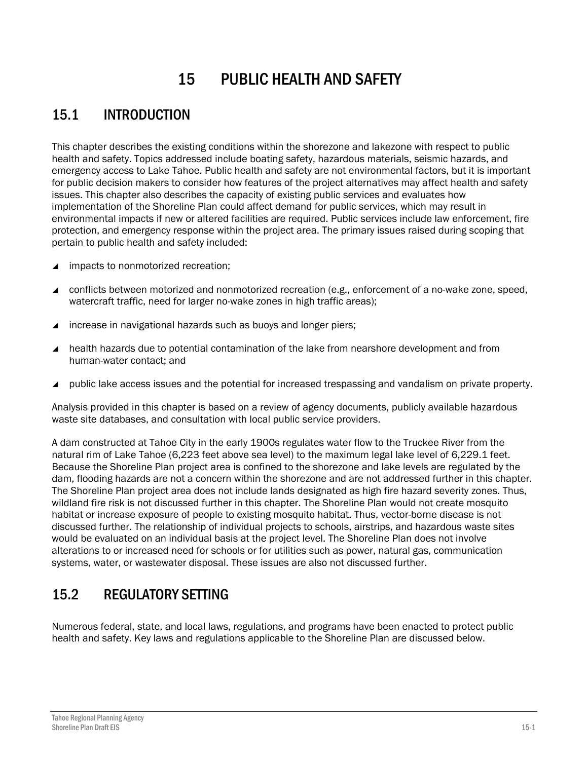# 15 PUBLIC HEALTH AND SAFETY

## 15.1 INTRODUCTION

This chapter describes the existing conditions within the shorezone and lakezone with respect to public health and safety. Topics addressed include boating safety, hazardous materials, seismic hazards, and emergency access to Lake Tahoe. Public health and safety are not environmental factors, but it is important for public decision makers to consider how features of the project alternatives may affect health and safety issues. This chapter also describes the capacity of existing public services and evaluates how implementation of the Shoreline Plan could affect demand for public services, which may result in environmental impacts if new or altered facilities are required. Public services include law enforcement, fire protection, and emergency response within the project area. The primary issues raised during scoping that pertain to public health and safety included:

- impacts to nonmotorized recreation;
- conflicts between motorized and nonmotorized recreation (e.g., enforcement of a no-wake zone, speed, watercraft traffic, need for larger no-wake zones in high traffic areas);
- increase in navigational hazards such as buoys and longer piers;
- health hazards due to potential contamination of the lake from nearshore development and from human-water contact; and
- public lake access issues and the potential for increased trespassing and vandalism on private property.

Analysis provided in this chapter is based on a review of agency documents, publicly available hazardous waste site databases, and consultation with local public service providers.

A dam constructed at Tahoe City in the early 1900s regulates water flow to the Truckee River from the natural rim of Lake Tahoe (6,223 feet above sea level) to the maximum legal lake level of 6,229.1 feet. Because the Shoreline Plan project area is confined to the shorezone and lake levels are regulated by the dam, flooding hazards are not a concern within the shorezone and are not addressed further in this chapter. The Shoreline Plan project area does not include lands designated as high fire hazard severity zones. Thus, wildland fire risk is not discussed further in this chapter. The Shoreline Plan would not create mosquito habitat or increase exposure of people to existing mosquito habitat. Thus, vector-borne disease is not discussed further. The relationship of individual projects to schools, airstrips, and hazardous waste sites would be evaluated on an individual basis at the project level. The Shoreline Plan does not involve alterations to or increased need for schools or for utilities such as power, natural gas, communication systems, water, or wastewater disposal. These issues are also not discussed further.

## 15.2 REGULATORY SETTING

Numerous federal, state, and local laws, regulations, and programs have been enacted to protect public health and safety. Key laws and regulations applicable to the Shoreline Plan are discussed below.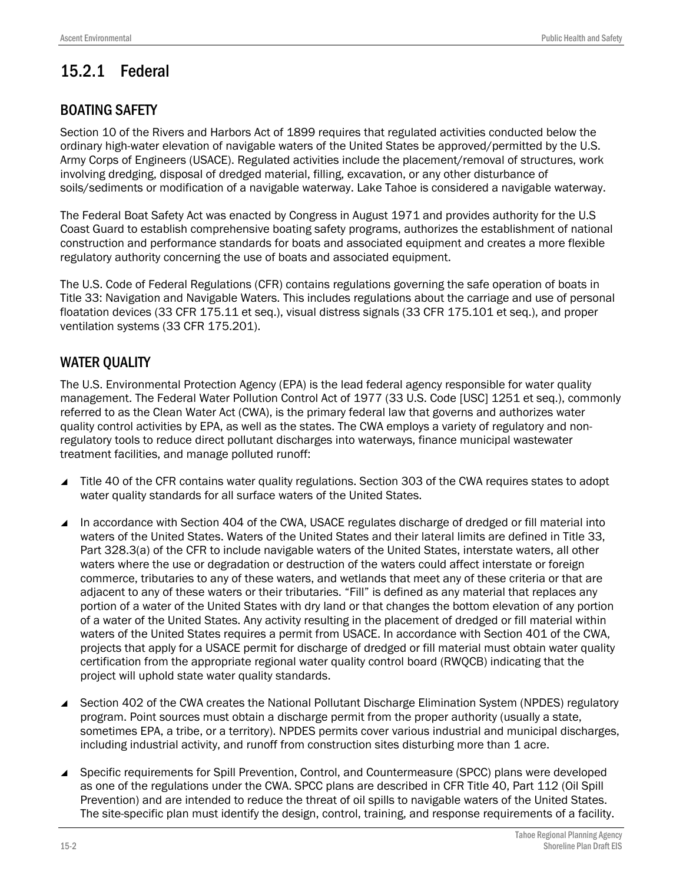## 15.2.1 Federal

### BOATING SAFETY

Section 10 of the Rivers and Harbors Act of 1899 requires that regulated activities conducted below the ordinary high-water elevation of navigable waters of the United States be approved/permitted by the U.S. Army Corps of Engineers (USACE). Regulated activities include the placement/removal of structures, work involving dredging, disposal of dredged material, filling, excavation, or any other disturbance of soils/sediments or modification of a navigable waterway. Lake Tahoe is considered a navigable waterway.

The Federal Boat Safety Act was enacted by Congress in August 1971 and provides authority for the U.S Coast Guard to establish comprehensive boating safety programs, authorizes the establishment of national construction and performance standards for boats and associated equipment and creates a more flexible regulatory authority concerning the use of boats and associated equipment.

The U.S. Code of Federal Regulations (CFR) contains regulations governing the safe operation of boats in Title 33: Navigation and Navigable Waters. This includes regulations about the carriage and use of personal floatation devices (33 CFR 175.11 et seq.), visual distress signals (33 CFR 175.101 et seq.), and proper ventilation systems (33 CFR 175.201).

### WATER QUALITY

The U.S. Environmental Protection Agency (EPA) is the lead federal agency responsible for water quality management. The Federal Water Pollution Control Act of 1977 (33 U.S. Code [USC] 1251 et seq.), commonly referred to as the Clean Water Act (CWA), is the primary federal law that governs and authorizes water quality control activities by EPA, as well as the states. The CWA employs a variety of regulatory and non-regulatory tools to reduce direct pollutant discharges into waterways, finance municipal wastewater treatment facilities, and manage polluted runoff:

- Title 40 of the CFR contains water quality regulations. Section 303 of the CWA requires states to adopt water quality standards for all surface waters of the United States.

- In accordance with Section 404 of the CWA, USACE regulates discharge of dredged or fill material into waters of the United States. Waters of the United States and their lateral limits are defined in Title 33, Part 328.3(a) of the CFR to include navigable waters of the United States, interstate waters, all other waters where the use or degradation or destruction of the waters could affect interstate or foreign commerce, tributaries to any of these waters, and wetlands that meet any of these criteria or that are adjacent to any of these waters or their tributaries. "Fill" is defined as any material that replaces any portion of a water of the United States with dry land or that changes the bottom elevation of any portion of a water of the United States. Any activity resulting in the placement of dredged or fill material within waters of the United States requires a permit from USACE. In accordance with Section 401 of the CWA, projects that apply for a USACE permit for discharge of dredged or fill material must obtain water quality certification from the appropriate regional water quality control board (RWQCB) indicating that the project will uphold state water quality standards.

- Section 402 of the CWA creates the National Pollutant Discharge Elimination System (NPDES) regulatory program. Point sources must obtain a discharge permit from the proper authority (usually a state, sometimes EPA, a tribe, or a territory). NPDES permits cover various industrial and municipal discharges, including industrial activity, and runoff from construction sites disturbing more than 1 acre.

- Specific requirements for Spill Prevention, Control, and Countermeasure (SPCC) plans were developed as one of the regulations under the CWA. SPCC plans are described in CFR Title 40, Part 112 (Oil Spill Prevention) and are intended to reduce the threat of oil spills to navigable waters of the United States. The site-specific plan must identify the design, control, training, and response requirements of a facility.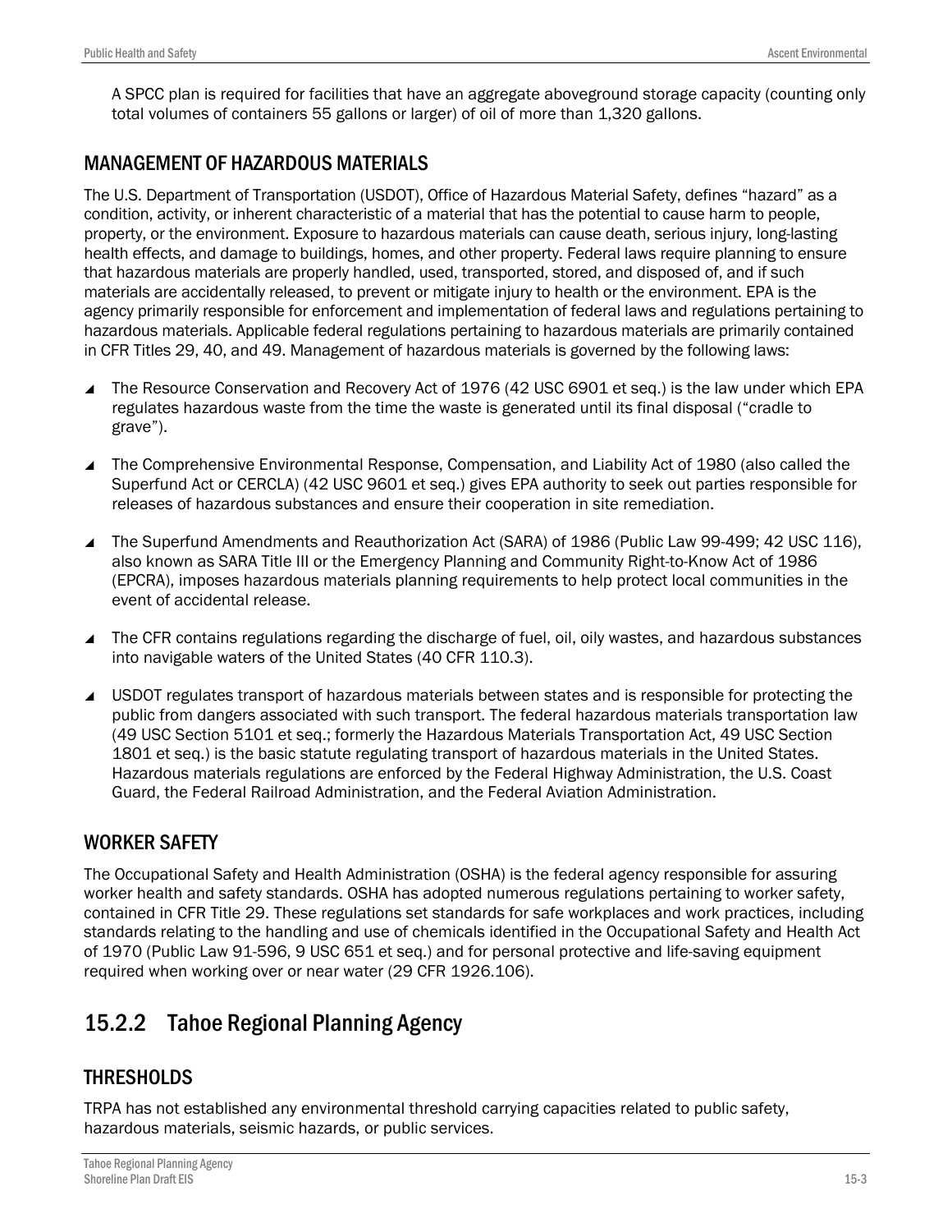A SPCC plan is required for facilities that have an aggregate aboveground storage capacity (counting only total volumes of containers 55 gallons or larger) of oil of more than 1,320 gallons.

### MANAGEMENT OF HAZARDOUS MATERIALS

The U.S. Department of Transportation (USDOT), Office of Hazardous Material Safety, defines “hazard” as a condition, activity, or inherent characteristic of a material that has the potential to cause harm to people, property, or the environment. Exposure to hazardous materials can cause death, serious injury, long-lasting health effects, and damage to buildings, homes, and other property. Federal laws require planning to ensure that hazardous materials are properly handled, used, transported, stored, and disposed of, and if such materials are accidentally released, to prevent or mitigate injury to health or the environment. EPA is the agency primarily responsible for enforcement and implementation of federal laws and regulations pertaining to hazardous materials. Applicable federal regulations pertaining to hazardous materials are primarily contained in CFR Titles 29, 40, and 49. Management of hazardous materials is governed by the following laws:

- The Resource Conservation and Recovery Act of 1976 (42 USC 6901 et seq.) is the law under which EPA regulates hazardous waste from the time the waste is generated until its final disposal (“cradle to grave”).
- The Comprehensive Environmental Response, Compensation, and Liability Act of 1980 (also called the Superfund Act or CERCLA) (42 USC 9601 et seq.) gives EPA authority to seek out parties responsible for releases of hazardous substances and ensure their cooperation in site remediation.
- The Superfund Amendments and Reauthorization Act (SARA) of 1986 (Public Law 99-499; 42 USC 116), also known as SARA Title III or the Emergency Planning and Community Right-to-Know Act of 1986 (EPCRA), imposes hazardous materials planning requirements to help protect local communities in the event of accidental release.
- The CFR contains regulations regarding the discharge of fuel, oil, oily wastes, and hazardous substances into navigable waters of the United States (40 CFR 110.3).
- USDOT regulates transport of hazardous materials between states and is responsible for protecting the public from dangers associated with such transport. The federal hazardous materials transportation law (49 USC Section 5101 et seq.; formerly the Hazardous Materials Transportation Act, 49 USC Section 1801 et seq.) is the basic statute regulating transport of hazardous materials in the United States. Hazardous materials regulations are enforced by the Federal Highway Administration, the U.S. Coast Guard, the Federal Railroad Administration, and the Federal Aviation Administration.

### WORKER SAFETY

The Occupational Safety and Health Administration (OSHA) is the federal agency responsible for assuring worker health and safety standards. OSHA has adopted numerous regulations pertaining to worker safety, contained in CFR Title 29. These regulations set standards for safe workplaces and work practices, including standards relating to the handling and use of chemicals identified in the Occupational Safety and Health Act of 1970 (Public Law 91-596, 9 USC 651 et seq.) and for personal protective and life-saving equipment required when working over or near water (29 CFR 1926.106).

## 15.2.2 Tahoe Regional Planning Agency

### THRESHOLDS

TRPA has not established any environmental threshold carrying capacities related to public safety, hazardous materials, seismic hazards, or public services.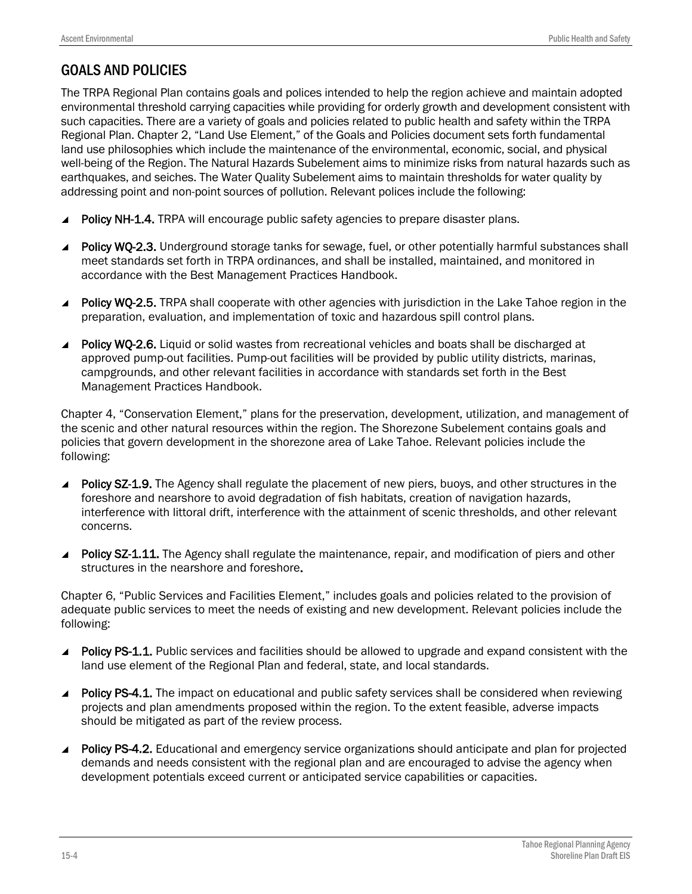## GOALS AND POLICIES

The TRPA Regional Plan contains goals and polices intended to help the region achieve and maintain adopted environmental threshold carrying capacities while providing for orderly growth and development consistent with such capacities. There are a variety of goals and policies related to public health and safety within the TRPA Regional Plan. Chapter 2, "Land Use Element," of the Goals and Policies document sets forth fundamental land use philosophies which include the maintenance of the environmental, economic, social, and physical well-being of the Region. The Natural Hazards Subelement aims to minimize risks from natural hazards such as earthquakes, and seiches. The Water Quality Subelement aims to maintain thresholds for water quality by addressing point and non-point sources of pollution. Relevant polices include the following:

- **Policy NH-1.4.** TRPA will encourage public safety agencies to prepare disaster plans.
- **Policy WQ-2.3.** Underground storage tanks for sewage, fuel, or other potentially harmful substances shall meet standards set forth in TRPA ordinances, and shall be installed, maintained, and monitored in accordance with the Best Management Practices Handbook.
- **Policy WQ-2.5.** TRPA shall cooperate with other agencies with jurisdiction in the Lake Tahoe region in the preparation, evaluation, and implementation of toxic and hazardous spill control plans.
- **Policy WQ-2.6.** Liquid or solid wastes from recreational vehicles and boats shall be discharged at approved pump-out facilities. Pump-out facilities will be provided by public utility districts, marinas, campgrounds, and other relevant facilities in accordance with standards set forth in the Best Management Practices Handbook.

Chapter 4, "Conservation Element," plans for the preservation, development, utilization, and management of the scenic and other natural resources within the region. The Shorezone Subelement contains goals and policies that govern development in the shorezone area of Lake Tahoe. Relevant policies include the following:

- **Policy SZ-1.9.** The Agency shall regulate the placement of new piers, buoys, and other structures in the foreshore and nearshore to avoid degradation of fish habitats, creation of navigation hazards, interference with littoral drift, interference with the attainment of scenic thresholds, and other relevant concerns.
- **Policy SZ-1.11.** The Agency shall regulate the maintenance, repair, and modification of piers and other structures in the nearshore and foreshore.

Chapter 6, "Public Services and Facilities Element," includes goals and policies related to the provision of adequate public services to meet the needs of existing and new development. Relevant policies include the following:

- **Policy PS-1.1.** Public services and facilities should be allowed to upgrade and expand consistent with the land use element of the Regional Plan and federal, state, and local standards.
- **Policy PS-4.1.** The impact on educational and public safety services shall be considered when reviewing projects and plan amendments proposed within the region. To the extent feasible, adverse impacts should be mitigated as part of the review process.
- **Policy PS-4.2.** Educational and emergency service organizations should anticipate and plan for projected demands and needs consistent with the regional plan and are encouraged to advise the agency when development potentials exceed current or anticipated service capabilities or capacities.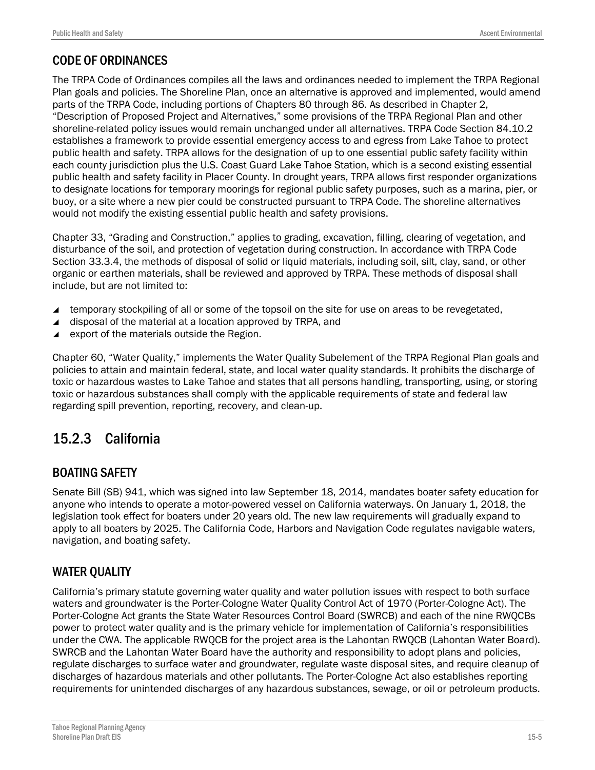## CODE OF ORDINANCES

The TRPA Code of Ordinances compiles all the laws and ordinances needed to implement the TRPA Regional Plan goals and policies. The Shoreline Plan, once an alternative is approved and implemented, would amend parts of the TRPA Code, including portions of Chapters 80 through 86. As described in Chapter 2, "Description of Proposed Project and Alternatives," some provisions of the TRPA Regional Plan and other shoreline-related policy issues would remain unchanged under all alternatives. TRPA Code Section 84.10.2 establishes a framework to provide essential emergency access to and egress from Lake Tahoe to protect public health and safety. TRPA allows for the designation of up to one essential public safety facility within each county jurisdiction plus the U.S. Coast Guard Lake Tahoe Station, which is a second existing essential public health and safety facility in Placer County. In drought years, TRPA allows first responder organizations to designate locations for temporary moorings for regional public safety purposes, such as a marina, pier, or buoy, or a site where a new pier could be constructed pursuant to TRPA Code. The shoreline alternatives would not modify the existing essential public health and safety provisions.

Chapter 33, "Grading and Construction," applies to grading, excavation, filling, clearing of vegetation, and disturbance of the soil, and protection of vegetation during construction. In accordance with TRPA Code Section 33.3.4, the methods of disposal of solid or liquid materials, including soil, silt, clay, sand, or other organic or earthen materials, shall be reviewed and approved by TRPA. These methods of disposal shall include, but are not limited to:

- temporary stockpiling of all or some of the topsoil on the site for use on areas to be revegetated,
- disposal of the material at a location approved by TRPA, and
- export of the materials outside the Region.

Chapter 60, "Water Quality," implements the Water Quality Subelement of the TRPA Regional Plan goals and policies to attain and maintain federal, state, and local water quality standards. It prohibits the discharge of toxic or hazardous wastes to Lake Tahoe and states that all persons handling, transporting, using, or storing toxic or hazardous substances shall comply with the applicable requirements of state and federal law regarding spill prevention, reporting, recovery, and clean-up.

# 15.2.3 California

## BOATING SAFETY

Senate Bill (SB) 941, which was signed into law September 18, 2014, mandates boater safety education for anyone who intends to operate a motor-powered vessel on California waterways. On January 1, 2018, the legislation took effect for boaters under 20 years old. The new law requirements will gradually expand to apply to all boaters by 2025. The California Code, Harbors and Navigation Code regulates navigable waters, navigation, and boating safety.

## WATER QUALITY

California's primary statute governing water quality and water pollution issues with respect to both surface waters and groundwater is the Porter-Cologne Water Quality Control Act of 1970 (Porter-Cologne Act). The Porter-Cologne Act grants the State Water Resources Control Board (SWRCB) and each of the nine RWQCBs power to protect water quality and is the primary vehicle for implementation of California's responsibilities under the CWA. The applicable RWQCB for the project area is the Lahontan RWQCB (Lahontan Water Board). SWRCB and the Lahontan Water Board have the authority and responsibility to adopt plans and policies, regulate discharges to surface water and groundwater, regulate waste disposal sites, and require cleanup of discharges of hazardous materials and other pollutants. The Porter-Cologne Act also establishes reporting requirements for unintended discharges of any hazardous substances, sewage, or oil or petroleum products.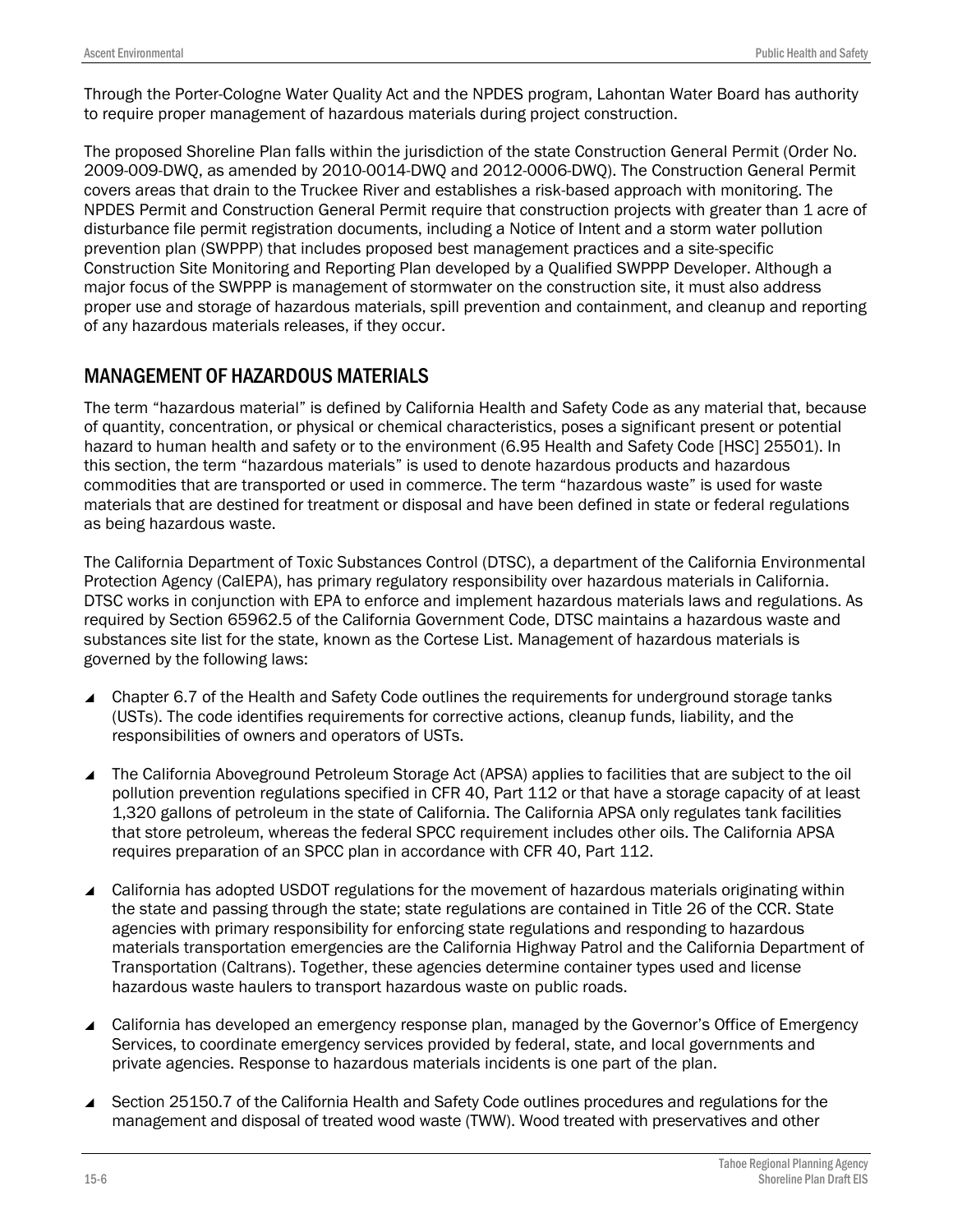Through the Porter-Cologne Water Quality Act and the NPDES program, Lahontan Water Board has authority to require proper management of hazardous materials during project construction.

The proposed Shoreline Plan falls within the jurisdiction of the state Construction General Permit (Order No. 2009-009-DWQ, as amended by 2010-0014-DWQ and 2012-0006-DWQ). The Construction General Permit covers areas that drain to the Truckee River and establishes a risk-based approach with monitoring. The NPDES Permit and Construction General Permit require that construction projects with greater than 1 acre of disturbance file permit registration documents, including a Notice of Intent and a storm water pollution prevention plan (SWPPP) that includes proposed best management practices and a site-specific Construction Site Monitoring and Reporting Plan developed by a Qualified SWPPP Developer. Although a major focus of the SWPPP is management of stormwater on the construction site, it must also address proper use and storage of hazardous materials, spill prevention and containment, and cleanup and reporting of any hazardous materials releases, if they occur.

## MANAGEMENT OF HAZARDOUS MATERIALS

The term "hazardous material" is defined by California Health and Safety Code as any material that, because of quantity, concentration, or physical or chemical characteristics, poses a significant present or potential hazard to human health and safety or to the environment (6.95 Health and Safety Code [HSC] 25501). In this section, the term "hazardous materials" is used to denote hazardous products and hazardous commodities that are transported or used in commerce. The term "hazardous waste" is used for waste materials that are destined for treatment or disposal and have been defined in state or federal regulations as being hazardous waste.

The California Department of Toxic Substances Control (DTSC), a department of the California Environmental Protection Agency (CalEPA), has primary regulatory responsibility over hazardous materials in California. DTSC works in conjunction with EPA to enforce and implement hazardous materials laws and regulations. As required by Section 65962.5 of the California Government Code, DTSC maintains a hazardous waste and substances site list for the state, known as the Cortese List. Management of hazardous materials is governed by the following laws:

- Chapter 6.7 of the Health and Safety Code outlines the requirements for underground storage tanks (USTs). The code identifies requirements for corrective actions, cleanup funds, liability, and the responsibilities of owners and operators of USTs.
- The California Aboveground Petroleum Storage Act (APSA) applies to facilities that are subject to the oil pollution prevention regulations specified in CFR 40, Part 112 or that have a storage capacity of at least 1,320 gallons of petroleum in the state of California. The California APSA only regulates tank facilities that store petroleum, whereas the federal SPCC requirement includes other oils. The California APSA requires preparation of an SPCC plan in accordance with CFR 40, Part 112.
- California has adopted USDOT regulations for the movement of hazardous materials originating within the state and passing through the state; state regulations are contained in Title 26 of the CCR. State agencies with primary responsibility for enforcing state regulations and responding to hazardous materials transportation emergencies are the California Highway Patrol and the California Department of Transportation (Caltrans). Together, these agencies determine container types used and license hazardous waste haulers to transport hazardous waste on public roads.
- California has developed an emergency response plan, managed by the Governor's Office of Emergency Services, to coordinate emergency services provided by federal, state, and local governments and private agencies. Response to hazardous materials incidents is one part of the plan.
- Section 25150.7 of the California Health and Safety Code outlines procedures and regulations for the management and disposal of treated wood waste (TWW). Wood treated with preservatives and other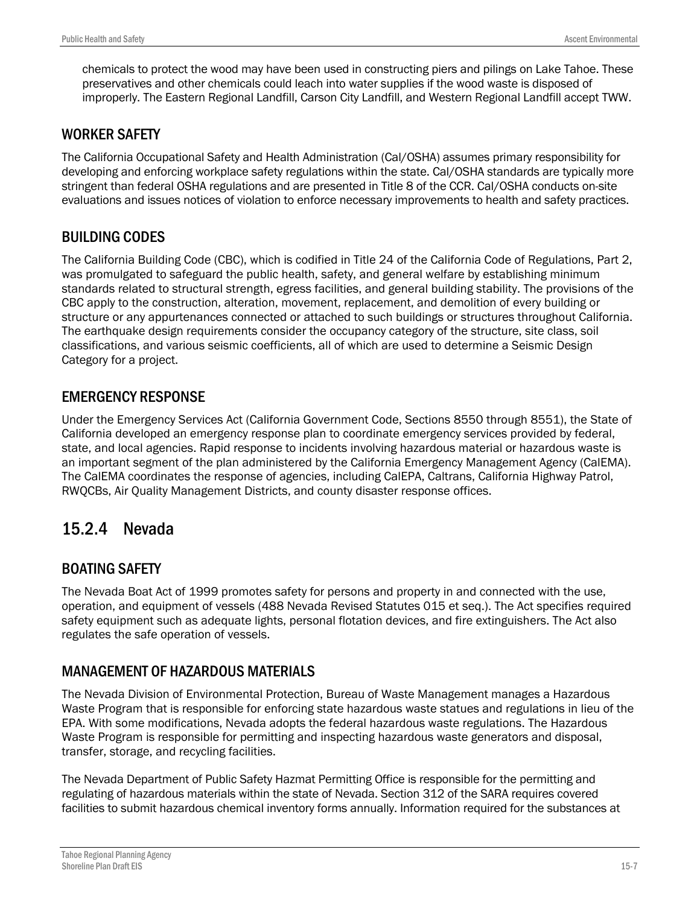chemicals to protect the wood may have been used in constructing piers and pilings on Lake Tahoe. These preservatives and other chemicals could leach into water supplies if the wood waste is disposed of improperly. The Eastern Regional Landfill, Carson City Landfill, and Western Regional Landfill accept TWW.

### WORKER SAFETY

The California Occupational Safety and Health Administration (Cal/OSHA) assumes primary responsibility for developing and enforcing workplace safety regulations within the state. Cal/OSHA standards are typically more stringent than federal OSHA regulations and are presented in Title 8 of the CCR. Cal/OSHA conducts on-site evaluations and issues notices of violation to enforce necessary improvements to health and safety practices.

### BUILDING CODES

The California Building Code (CBC), which is codified in Title 24 of the California Code of Regulations, Part 2, was promulgated to safeguard the public health, safety, and general welfare by establishing minimum standards related to structural strength, egress facilities, and general building stability. The provisions of the CBC apply to the construction, alteration, movement, replacement, and demolition of every building or structure or any appurtenances connected or attached to such buildings or structures throughout California. The earthquake design requirements consider the occupancy category of the structure, site class, soil classifications, and various seismic coefficients, all of which are used to determine a Seismic Design Category for a project.

### EMERGENCY RESPONSE

Under the Emergency Services Act (California Government Code, Sections 8550 through 8551), the State of California developed an emergency response plan to coordinate emergency services provided by federal, state, and local agencies. Rapid response to incidents involving hazardous material or hazardous waste is an important segment of the plan administered by the California Emergency Management Agency (CalEMA). The CalEMA coordinates the response of agencies, including CalEPA, Caltrans, California Highway Patrol, RWQCBs, Air Quality Management Districts, and county disaster response offices.

## 15.2.4 Nevada

### BOATING SAFETY

The Nevada Boat Act of 1999 promotes safety for persons and property in and connected with the use, operation, and equipment of vessels (488 Nevada Revised Statutes 015 et seq.). The Act specifies required safety equipment such as adequate lights, personal flotation devices, and fire extinguishers. The Act also regulates the safe operation of vessels.

### MANAGEMENT OF HAZARDOUS MATERIALS

The Nevada Division of Environmental Protection, Bureau of Waste Management manages a Hazardous Waste Program that is responsible for enforcing state hazardous waste statues and regulations in lieu of the EPA. With some modifications, Nevada adopts the federal hazardous waste regulations. The Hazardous Waste Program is responsible for permitting and inspecting hazardous waste generators and disposal, transfer, storage, and recycling facilities.

The Nevada Department of Public Safety Hazmat Permitting Office is responsible for the permitting and regulating of hazardous materials within the state of Nevada. Section 312 of the SARA requires covered facilities to submit hazardous chemical inventory forms annually. Information required for the substances at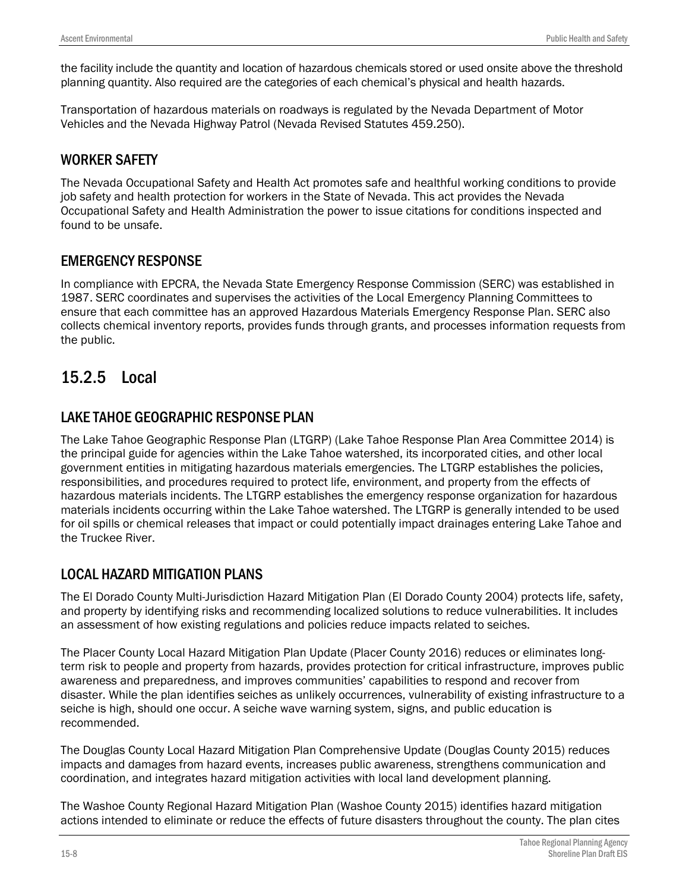the facility include the quantity and location of hazardous chemicals stored or used onsite above the threshold planning quantity. Also required are the categories of each chemical's physical and health hazards.

Transportation of hazardous materials on roadways is regulated by the Nevada Department of Motor Vehicles and the Nevada Highway Patrol (Nevada Revised Statutes 459.250).

### WORKER SAFETY

The Nevada Occupational Safety and Health Act promotes safe and healthful working conditions to provide job safety and health protection for workers in the State of Nevada. This act provides the Nevada Occupational Safety and Health Administration the power to issue citations for conditions inspected and found to be unsafe.

### EMERGENCY RESPONSE

In compliance with EPCRA, the Nevada State Emergency Response Commission (SERC) was established in 1987. SERC coordinates and supervises the activities of the Local Emergency Planning Committees to ensure that each committee has an approved Hazardous Materials Emergency Response Plan. SERC also collects chemical inventory reports, provides funds through grants, and processes information requests from the public.

## 15.2.5 Local

### LAKE TAHOE GEOGRAPHIC RESPONSE PLAN

The Lake Tahoe Geographic Response Plan (LTGRP) (Lake Tahoe Response Plan Area Committee 2014) is the principal guide for agencies within the Lake Tahoe watershed, its incorporated cities, and other local government entities in mitigating hazardous materials emergencies. The LTGRP establishes the policies, responsibilities, and procedures required to protect life, environment, and property from the effects of hazardous materials incidents. The LTGRP establishes the emergency response organization for hazardous materials incidents occurring within the Lake Tahoe watershed. The LTGRP is generally intended to be used for oil spills or chemical releases that impact or could potentially impact drainages entering Lake Tahoe and the Truckee River.

### LOCAL HAZARD MITIGATION PLANS

The El Dorado County Multi-Jurisdiction Hazard Mitigation Plan (El Dorado County 2004) protects life, safety, and property by identifying risks and recommending localized solutions to reduce vulnerabilities. It includes an assessment of how existing regulations and policies reduce impacts related to seiches.

The Placer County Local Hazard Mitigation Plan Update (Placer County 2016) reduces or eliminates long-term risk to people and property from hazards, provides protection for critical infrastructure, improves public awareness and preparedness, and improves communities' capabilities to respond and recover from disaster. While the plan identifies seiches as unlikely occurrences, vulnerability of existing infrastructure to a seiche is high, should one occur. A seiche wave warning system, signs, and public education is recommended.

The Douglas County Local Hazard Mitigation Plan Comprehensive Update (Douglas County 2015) reduces impacts and damages from hazard events, increases public awareness, strengthens communication and coordination, and integrates hazard mitigation activities with local land development planning.

The Washoe County Regional Hazard Mitigation Plan (Washoe County 2015) identifies hazard mitigation actions intended to eliminate or reduce the effects of future disasters throughout the county. The plan cites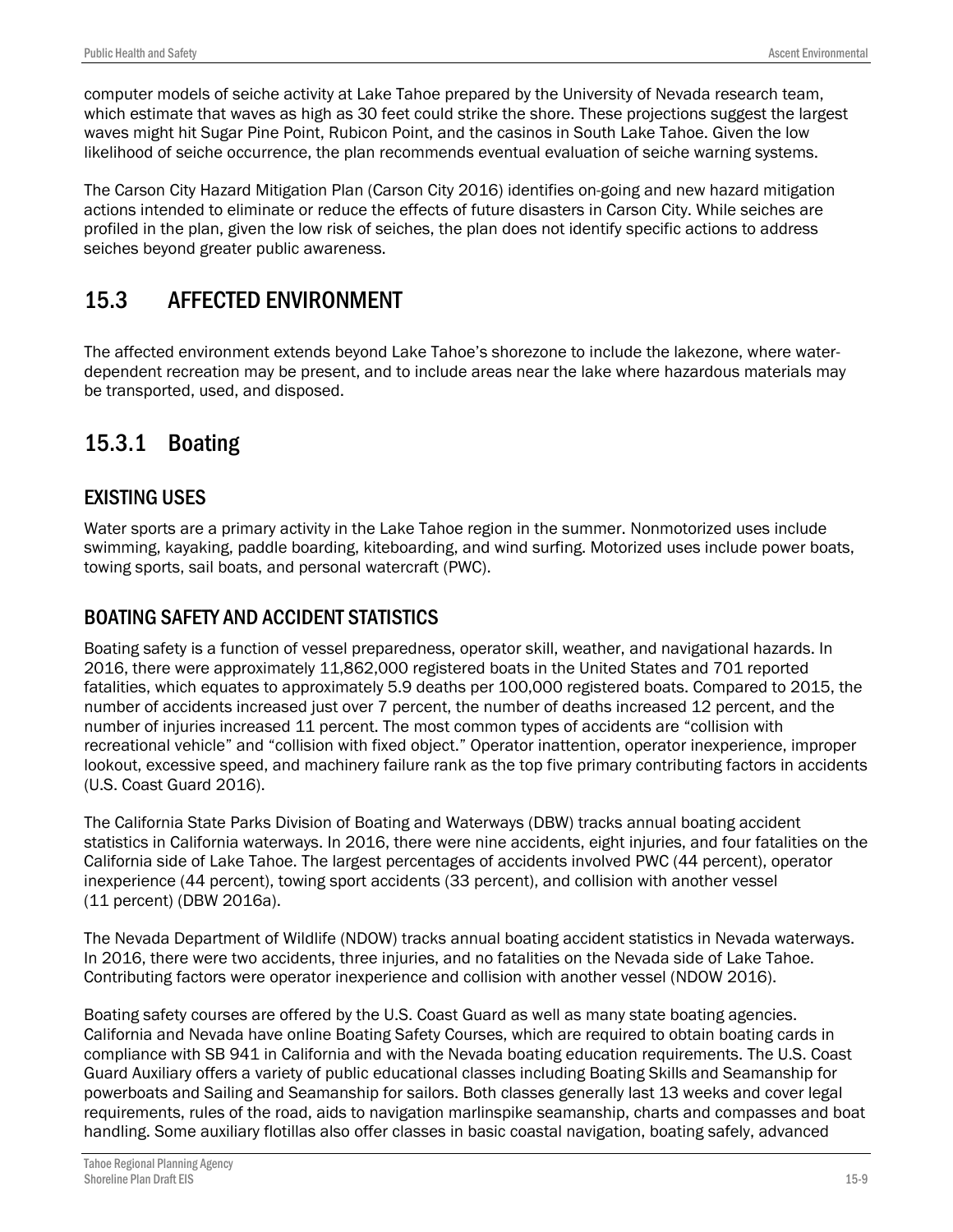computer models of seiche activity at Lake Tahoe prepared by the University of Nevada research team, which estimate that waves as high as 30 feet could strike the shore. These projections suggest the largest waves might hit Sugar Pine Point, Rubicon Point, and the casinos in South Lake Tahoe. Given the low likelihood of seiche occurrence, the plan recommends eventual evaluation of seiche warning systems.

The Carson City Hazard Mitigation Plan (Carson City 2016) identifies on-going and new hazard mitigation actions intended to eliminate or reduce the effects of future disasters in Carson City. While seiches are profiled in the plan, given the low risk of seiches, the plan does not identify specific actions to address seiches beyond greater public awareness.

## 15.3 AFFECTED ENVIRONMENT

The affected environment extends beyond Lake Tahoe's shorezone to include the lakezone, where water-dependent recreation may be present, and to include areas near the lake where hazardous materials may be transported, used, and disposed.

### 15.3.1 Boating

#### EXISTING USES

Water sports are a primary activity in the Lake Tahoe region in the summer. Nonmotorized uses include swimming, kayaking, paddle boarding, kiteboarding, and wind surfing. Motorized uses include power boats, towing sports, sail boats, and personal watercraft (PWC).

#### BOATING SAFETY AND ACCIDENT STATISTICS

Boating safety is a function of vessel preparedness, operator skill, weather, and navigational hazards. In 2016, there were approximately 11,862,000 registered boats in the United States and 701 reported fatalities, which equates to approximately 5.9 deaths per 100,000 registered boats. Compared to 2015, the number of accidents increased just over 7 percent, the number of deaths increased 12 percent, and the number of injuries increased 11 percent. The most common types of accidents are "collision with recreational vehicle" and "collision with fixed object." Operator inattention, operator inexperience, improper lookout, excessive speed, and machinery failure rank as the top five primary contributing factors in accidents (U.S. Coast Guard 2016).

The California State Parks Division of Boating and Waterways (DBW) tracks annual boating accident statistics in California waterways. In 2016, there were nine accidents, eight injuries, and four fatalities on the California side of Lake Tahoe. The largest percentages of accidents involved PWC (44 percent), operator inexperience (44 percent), towing sport accidents (33 percent), and collision with another vessel (11 percent) (DBW 2016a).

The Nevada Department of Wildlife (NDOW) tracks annual boating accident statistics in Nevada waterways. In 2016, there were two accidents, three injuries, and no fatalities on the Nevada side of Lake Tahoe. Contributing factors were operator inexperience and collision with another vessel (NDOW 2016).

Boating safety courses are offered by the U.S. Coast Guard as well as many state boating agencies. California and Nevada have online Boating Safety Courses, which are required to obtain boating cards in compliance with SB 941 in California and with the Nevada boating education requirements. The U.S. Coast Guard Auxiliary offers a variety of public educational classes including Boating Skills and Seamanship for powerboats and Sailing and Seamanship for sailors. Both classes generally last 13 weeks and cover legal requirements, rules of the road, aids to navigation marlinspike seamanship, charts and compasses and boat handling. Some auxiliary flotillas also offer classes in basic coastal navigation, boating safely, advanced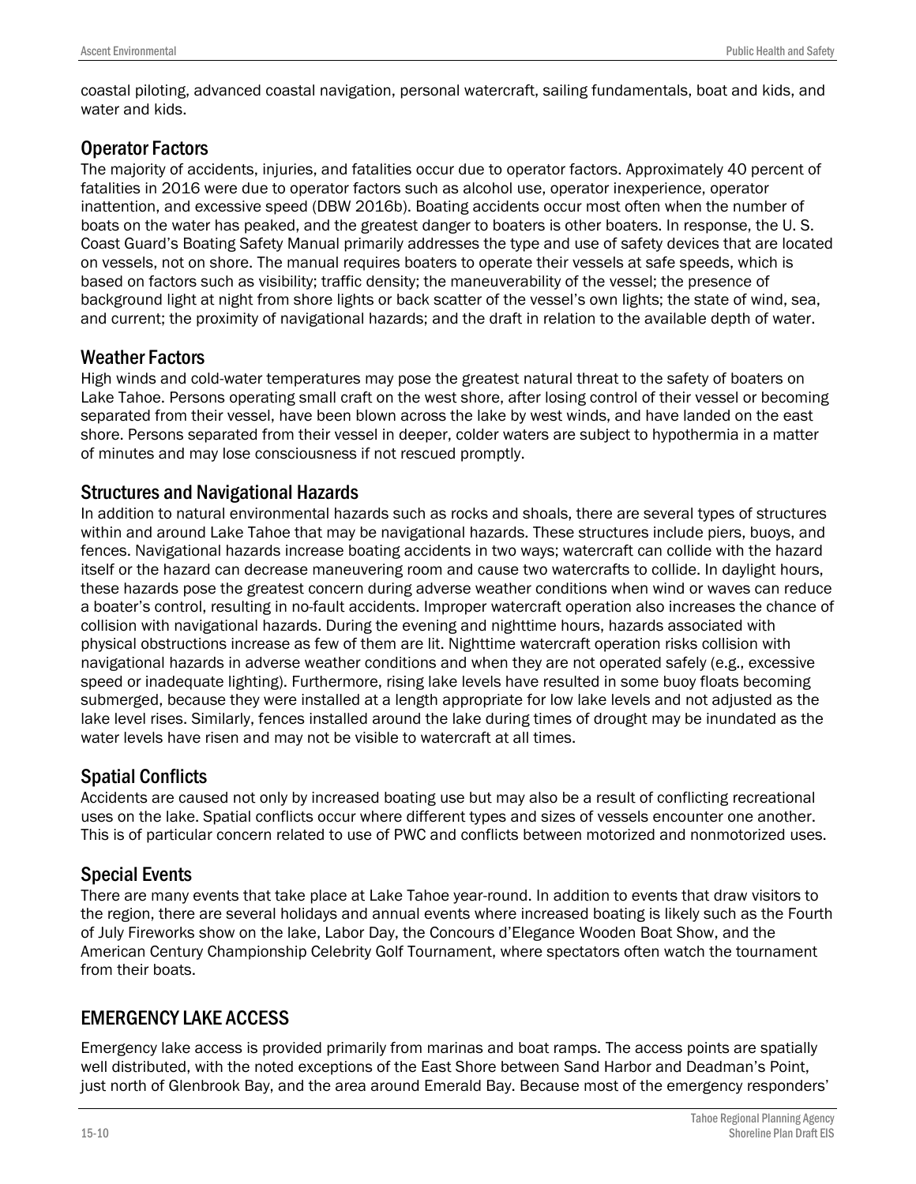coastal piloting, advanced coastal navigation, personal watercraft, sailing fundamentals, boat and kids, and water and kids.

### Operator Factors

The majority of accidents, injuries, and fatalities occur due to operator factors. Approximately 40 percent of fatalities in 2016 were due to operator factors such as alcohol use, operator inexperience, operator inattention, and excessive speed (DBW 2016b). Boating accidents occur most often when the number of boats on the water has peaked, and the greatest danger to boaters is other boaters. In response, the U. S. Coast Guard's Boating Safety Manual primarily addresses the type and use of safety devices that are located on vessels, not on shore. The manual requires boaters to operate their vessels at safe speeds, which is based on factors such as visibility; traffic density; the maneuverability of the vessel; the presence of background light at night from shore lights or back scatter of the vessel's own lights; the state of wind, sea, and current; the proximity of navigational hazards; and the draft in relation to the available depth of water.

### Weather Factors

High winds and cold-water temperatures may pose the greatest natural threat to the safety of boaters on Lake Tahoe. Persons operating small craft on the west shore, after losing control of their vessel or becoming separated from their vessel, have been blown across the lake by west winds, and have landed on the east shore. Persons separated from their vessel in deeper, colder waters are subject to hypothermia in a matter of minutes and may lose consciousness if not rescued promptly.

### Structures and Navigational Hazards

In addition to natural environmental hazards such as rocks and shoals, there are several types of structures within and around Lake Tahoe that may be navigational hazards. These structures include piers, buoys, and fences. Navigational hazards increase boating accidents in two ways; watercraft can collide with the hazard itself or the hazard can decrease maneuvering room and cause two watercrafts to collide. In daylight hours, these hazards pose the greatest concern during adverse weather conditions when wind or waves can reduce a boater's control, resulting in no-fault accidents. Improper watercraft operation also increases the chance of collision with navigational hazards. During the evening and nighttime hours, hazards associated with physical obstructions increase as few of them are lit. Nighttime watercraft operation risks collision with navigational hazards in adverse weather conditions and when they are not operated safely (e.g., excessive speed or inadequate lighting). Furthermore, rising lake levels have resulted in some buoy floats becoming submerged, because they were installed at a length appropriate for low lake levels and not adjusted as the lake level rises. Similarly, fences installed around the lake during times of drought may be inundated as the water levels have risen and may not be visible to watercraft at all times.

### Spatial Conflicts

Accidents are caused not only by increased boating use but may also be a result of conflicting recreational uses on the lake. Spatial conflicts occur where different types and sizes of vessels encounter one another. This is of particular concern related to use of PWC and conflicts between motorized and nonmotorized uses.

### Special Events

There are many events that take place at Lake Tahoe year-round. In addition to events that draw visitors to the region, there are several holidays and annual events where increased boating is likely such as the Fourth of July Fireworks show on the lake, Labor Day, the Concours d'Elegance Wooden Boat Show, and the American Century Championship Celebrity Golf Tournament, where spectators often watch the tournament from their boats.

## EMERGENCY LAKE ACCESS

Emergency lake access is provided primarily from marinas and boat ramps. The access points are spatially well distributed, with the noted exceptions of the East Shore between Sand Harbor and Deadman's Point, just north of Glenbrook Bay, and the area around Emerald Bay. Because most of the emergency responders'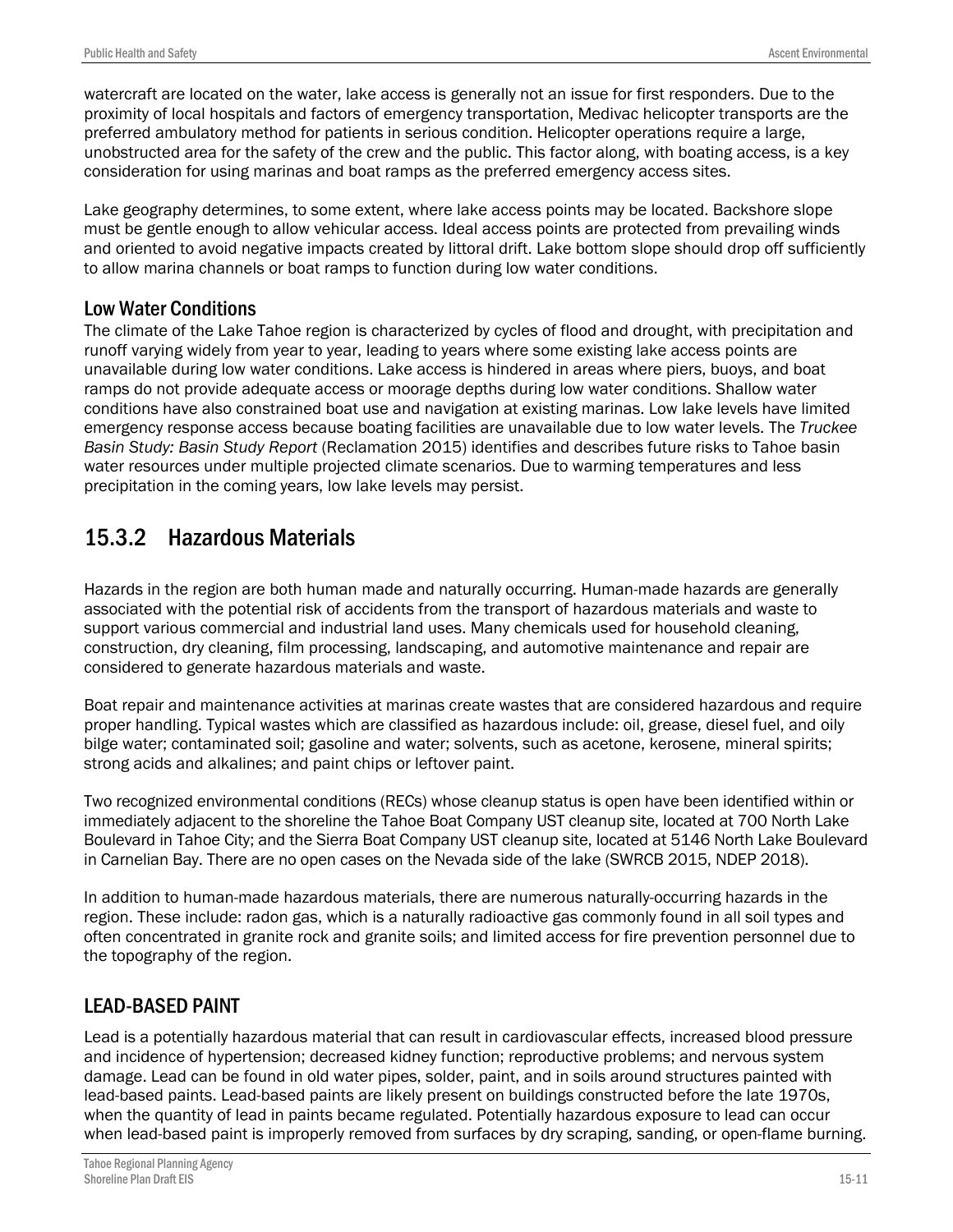watercraft are located on the water, lake access is generally not an issue for first responders. Due to the proximity of local hospitals and factors of emergency transportation, Medivac helicopter transports are the preferred ambulatory method for patients in serious condition. Helicopter operations require a large, unobstructed area for the safety of the crew and the public. This factor along, with boating access, is a key consideration for using marinas and boat ramps as the preferred emergency access sites.

Lake geography determines, to some extent, where lake access points may be located. Backshore slope must be gentle enough to allow vehicular access. Ideal access points are protected from prevailing winds and oriented to avoid negative impacts created by littoral drift. Lake bottom slope should drop off sufficiently to allow marina channels or boat ramps to function during low water conditions.

### Low Water Conditions

The climate of the Lake Tahoe region is characterized by cycles of flood and drought, with precipitation and runoff varying widely from year to year, leading to years where some existing lake access points are unavailable during low water conditions. Lake access is hindered in areas where piers, buoys, and boat ramps do not provide adequate access or moorage depths during low water conditions. Shallow water conditions have also constrained boat use and navigation at existing marinas. Low lake levels have limited emergency response access because boating facilities are unavailable due to low water levels. The *Truckee Basin Study: Basin Study Report* (Reclamation 2015) identifies and describes future risks to Tahoe basin water resources under multiple projected climate scenarios. Due to warming temperatures and less precipitation in the coming years, low lake levels may persist.

## 15.3.2 Hazardous Materials

Hazards in the region are both human made and naturally occurring. Human-made hazards are generally associated with the potential risk of accidents from the transport of hazardous materials and waste to support various commercial and industrial land uses. Many chemicals used for household cleaning, construction, dry cleaning, film processing, landscaping, and automotive maintenance and repair are considered to generate hazardous materials and waste.

Boat repair and maintenance activities at marinas create wastes that are considered hazardous and require proper handling. Typical wastes which are classified as hazardous include: oil, grease, diesel fuel, and oily bilge water; contaminated soil; gasoline and water; solvents, such as acetone, kerosene, mineral spirits; strong acids and alkalines; and paint chips or leftover paint.

Two recognized environmental conditions (RECs) whose cleanup status is open have been identified within or immediately adjacent to the shoreline the Tahoe Boat Company UST cleanup site, located at 700 North Lake Boulevard in Tahoe City; and the Sierra Boat Company UST cleanup site, located at 5146 North Lake Boulevard in Carnelian Bay. There are no open cases on the Nevada side of the lake (SWRCB 2015, NDEP 2018).

In addition to human-made hazardous materials, there are numerous naturally-occurring hazards in the region. These include: radon gas, which is a naturally radioactive gas commonly found in all soil types and often concentrated in granite rock and granite soils; and limited access for fire prevention personnel due to the topography of the region.

### LEAD-BASED PAINT

Lead is a potentially hazardous material that can result in cardiovascular effects, increased blood pressure and incidence of hypertension; decreased kidney function; reproductive problems; and nervous system damage. Lead can be found in old water pipes, solder, paint, and in soils around structures painted with lead-based paints. Lead-based paints are likely present on buildings constructed before the late 1970s, when the quantity of lead in paints became regulated. Potentially hazardous exposure to lead can occur when lead-based paint is improperly removed from surfaces by dry scraping, sanding, or open-flame burning.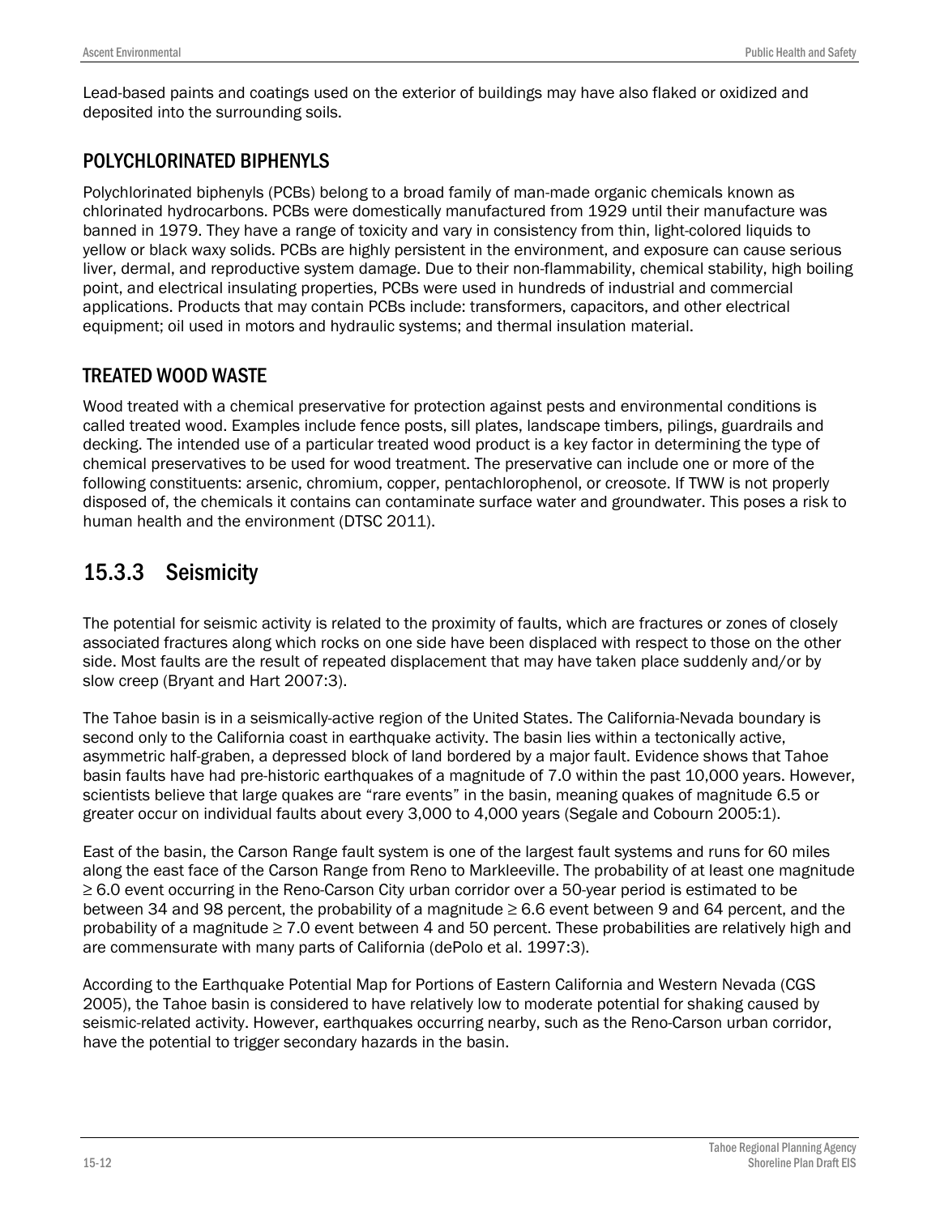Lead-based paints and coatings used on the exterior of buildings may have also flaked or oxidized and deposited into the surrounding soils.

### POLYCHLORINATED BIPHENYLS

Polychlorinated biphenyls (PCBs) belong to a broad family of man-made organic chemicals known as chlorinated hydrocarbons. PCBs were domestically manufactured from 1929 until their manufacture was banned in 1979. They have a range of toxicity and vary in consistency from thin, light-colored liquids to yellow or black waxy solids. PCBs are highly persistent in the environment, and exposure can cause serious liver, dermal, and reproductive system damage. Due to their non-flammability, chemical stability, high boiling point, and electrical insulating properties, PCBs were used in hundreds of industrial and commercial applications. Products that may contain PCBs include: transformers, capacitors, and other electrical equipment; oil used in motors and hydraulic systems; and thermal insulation material.

### TREATED WOOD WASTE

Wood treated with a chemical preservative for protection against pests and environmental conditions is called treated wood. Examples include fence posts, sill plates, landscape timbers, pilings, guardrails and decking. The intended use of a particular treated wood product is a key factor in determining the type of chemical preservatives to be used for wood treatment. The preservative can include one or more of the following constituents: arsenic, chromium, copper, pentachlorophenol, or creosote. If TWW is not properly disposed of, the chemicals it contains can contaminate surface water and groundwater. This poses a risk to human health and the environment (DTSC 2011).

## 15.3.3 Seismicity

The potential for seismic activity is related to the proximity of faults, which are fractures or zones of closely associated fractures along which rocks on one side have been displaced with respect to those on the other side. Most faults are the result of repeated displacement that may have taken place suddenly and/or by slow creep (Bryant and Hart 2007:3).

The Tahoe basin is in a seismically-active region of the United States. The California-Nevada boundary is second only to the California coast in earthquake activity. The basin lies within a tectonically active, asymmetric half-graben, a depressed block of land bordered by a major fault. Evidence shows that Tahoe basin faults have had pre-historic earthquakes of a magnitude of 7.0 within the past 10,000 years. However, scientists believe that large quakes are "rare events" in the basin, meaning quakes of magnitude 6.5 or greater occur on individual faults about every 3,000 to 4,000 years (Segale and Cobourn 2005:1).

East of the basin, the Carson Range fault system is one of the largest fault systems and runs for 60 miles along the east face of the Carson Range from Reno to Markleeville. The probability of at least one magnitude ≥ 6.0 event occurring in the Reno-Carson City urban corridor over a 50-year period is estimated to be between 34 and 98 percent, the probability of a magnitude ≥ 6.6 event between 9 and 64 percent, and the probability of a magnitude ≥ 7.0 event between 4 and 50 percent. These probabilities are relatively high and are commensurate with many parts of California (dePolo et al. 1997:3).

According to the Earthquake Potential Map for Portions of Eastern California and Western Nevada (CGS 2005), the Tahoe basin is considered to have relatively low to moderate potential for shaking caused by seismic-related activity. However, earthquakes occurring nearby, such as the Reno-Carson urban corridor, have the potential to trigger secondary hazards in the basin.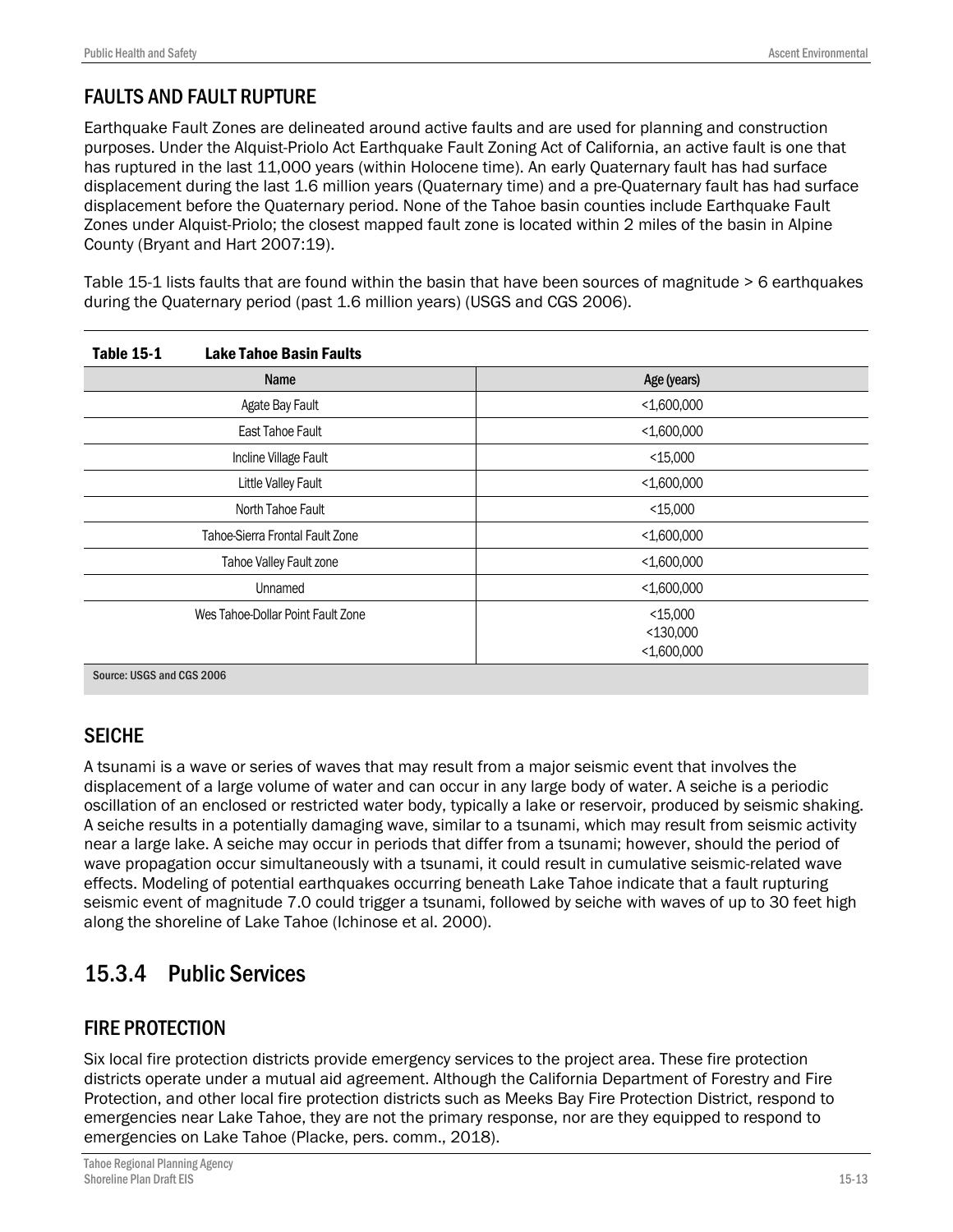## FAULTS AND FAULT RUPTURE

Earthquake Fault Zones are delineated around active faults and are used for planning and construction purposes. Under the Alquist-Priolo Act Earthquake Fault Zoning Act of California, an active fault is one that has ruptured in the last 11,000 years (within Holocene time). An early Quaternary fault has had surface displacement during the last 1.6 million years (Quaternary time) and a pre-Quaternary fault has had surface displacement before the Quaternary period. None of the Tahoe basin counties include Earthquake Fault Zones under Alquist-Priolo; the closest mapped fault zone is located within 2 miles of the basin in Alpine County (Bryant and Hart 2007:19).

Table 15-1 lists faults that are found within the basin that have been sources of magnitude > 6 earthquakes during the Quaternary period (past 1.6 million years) (USGS and CGS 2006).

**Table 15-1 Lake Tahoe Basin Faults**

| Name | Age (years) |
|---|---|
| Agate Bay Fault | <1,600,000 |
| East Tahoe Fault | <1,600,000 |
| Incline Village Fault | <15,000 |
| Little Valley Fault | <1,600,000 |
| North Tahoe Fault | <15,000 |
| Tahoe-Sierra Frontal Fault Zone | <1,600,000 |
| Tahoe Valley Fault zone | <1,600,000 |
| Unnamed | <1,600,000 |
| Wes Tahoe-Dollar Point Fault Zone | <15,000<br><130,000<br><1,600,000 |

Source: USGS and CGS 2006

## SEICHE

A tsunami is a wave or series of waves that may result from a major seismic event that involves the displacement of a large volume of water and can occur in any large body of water. A seiche is a periodic oscillation of an enclosed or restricted water body, typically a lake or reservoir, produced by seismic shaking. A seiche results in a potentially damaging wave, similar to a tsunami, which may result from seismic activity near a large lake. A seiche may occur in periods that differ from a tsunami; however, should the period of wave propagation occur simultaneously with a tsunami, it could result in cumulative seismic-related wave effects. Modeling of potential earthquakes occurring beneath Lake Tahoe indicate that a fault rupturing seismic event of magnitude 7.0 could trigger a tsunami, followed by seiche with waves of up to 30 feet high along the shoreline of Lake Tahoe (Ichinose et al. 2000).

# 15.3.4 Public Services

## FIRE PROTECTION

Six local fire protection districts provide emergency services to the project area. These fire protection districts operate under a mutual aid agreement. Although the California Department of Forestry and Fire Protection, and other local fire protection districts such as Meeks Bay Fire Protection District, respond to emergencies near Lake Tahoe, they are not the primary response, nor are they equipped to respond to emergencies on Lake Tahoe (Placke, pers. comm., 2018).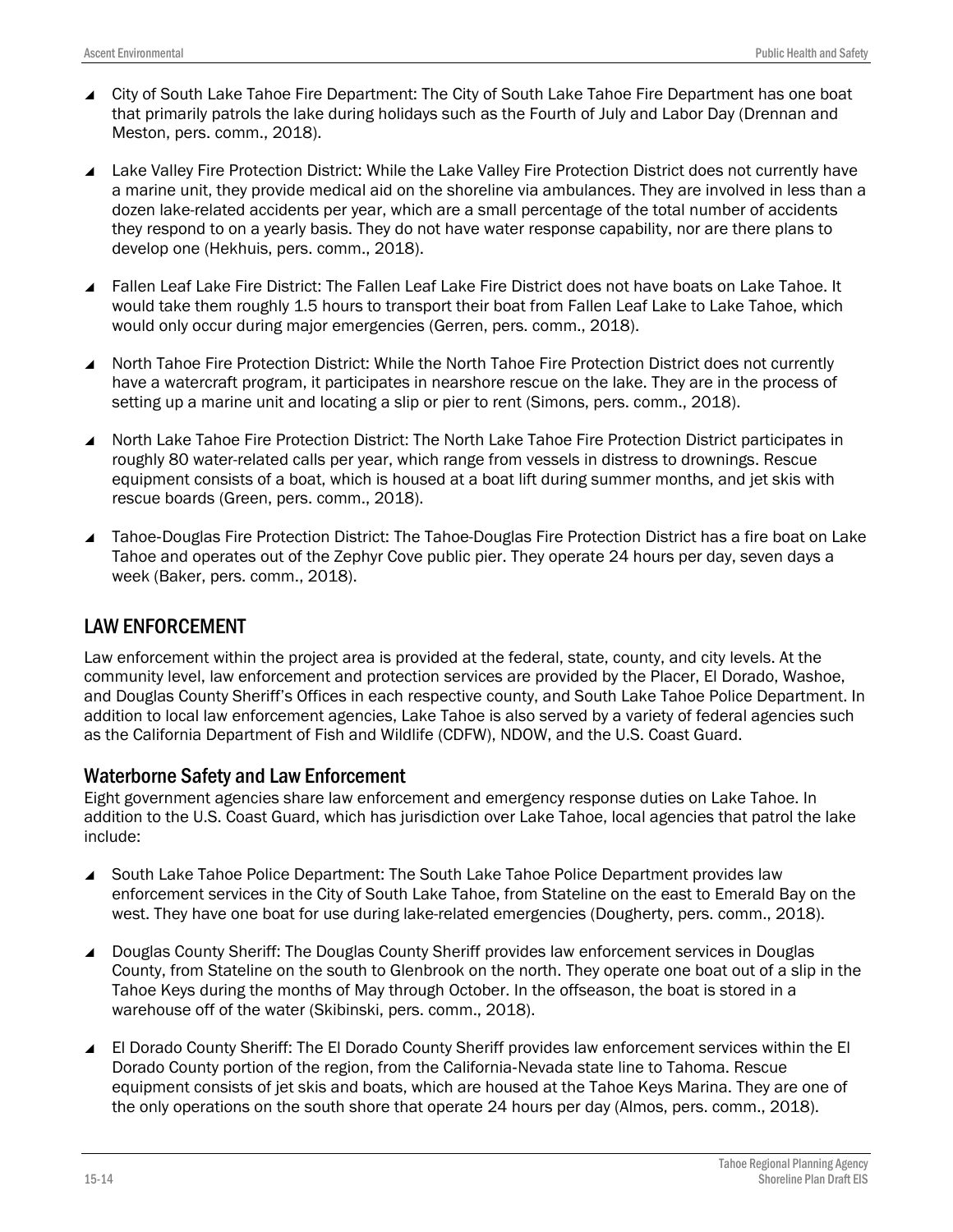- City of South Lake Tahoe Fire Department: The City of South Lake Tahoe Fire Department has one boat that primarily patrols the lake during holidays such as the Fourth of July and Labor Day (Drennan and Meston, pers. comm., 2018).

- Lake Valley Fire Protection District: While the Lake Valley Fire Protection District does not currently have a marine unit, they provide medical aid on the shoreline via ambulances. They are involved in less than a dozen lake-related accidents per year, which are a small percentage of the total number of accidents they respond to on a yearly basis. They do not have water response capability, nor are there plans to develop one (Hekhuis, pers. comm., 2018).

- Fallen Leaf Lake Fire District: The Fallen Leaf Lake Fire District does not have boats on Lake Tahoe. It would take them roughly 1.5 hours to transport their boat from Fallen Leaf Lake to Lake Tahoe, which would only occur during major emergencies (Gerren, pers. comm., 2018).

- North Tahoe Fire Protection District: While the North Tahoe Fire Protection District does not currently have a watercraft program, it participates in nearshore rescue on the lake. They are in the process of setting up a marine unit and locating a slip or pier to rent (Simons, pers. comm., 2018).

- North Lake Tahoe Fire Protection District: The North Lake Tahoe Fire Protection District participates in roughly 80 water-related calls per year, which range from vessels in distress to drownings. Rescue equipment consists of a boat, which is housed at a boat lift during summer months, and jet skis with rescue boards (Green, pers. comm., 2018).

- Tahoe-Douglas Fire Protection District: The Tahoe-Douglas Fire Protection District has a fire boat on Lake Tahoe and operates out of the Zephyr Cove public pier. They operate 24 hours per day, seven days a week (Baker, pers. comm., 2018).

## LAW ENFORCEMENT

Law enforcement within the project area is provided at the federal, state, county, and city levels. At the community level, law enforcement and protection services are provided by the Placer, El Dorado, Washoe, and Douglas County Sheriff's Offices in each respective county, and South Lake Tahoe Police Department. In addition to local law enforcement agencies, Lake Tahoe is also served by a variety of federal agencies such as the California Department of Fish and Wildlife (CDFW), NDOW, and the U.S. Coast Guard.

### Waterborne Safety and Law Enforcement

Eight government agencies share law enforcement and emergency response duties on Lake Tahoe. In addition to the U.S. Coast Guard, which has jurisdiction over Lake Tahoe, local agencies that patrol the lake include:

- South Lake Tahoe Police Department: The South Lake Tahoe Police Department provides law enforcement services in the City of South Lake Tahoe, from Stateline on the east to Emerald Bay on the west. They have one boat for use during lake-related emergencies (Dougherty, pers. comm., 2018).

- Douglas County Sheriff: The Douglas County Sheriff provides law enforcement services in Douglas County, from Stateline on the south to Glenbrook on the north. They operate one boat out of a slip in the Tahoe Keys during the months of May through October. In the offseason, the boat is stored in a warehouse off of the water (Skibinski, pers. comm., 2018).

- El Dorado County Sheriff: The El Dorado County Sheriff provides law enforcement services within the El Dorado County portion of the region, from the California-Nevada state line to Tahoma. Rescue equipment consists of jet skis and boats, which are housed at the Tahoe Keys Marina. They are one of the only operations on the south shore that operate 24 hours per day (Almos, pers. comm., 2018).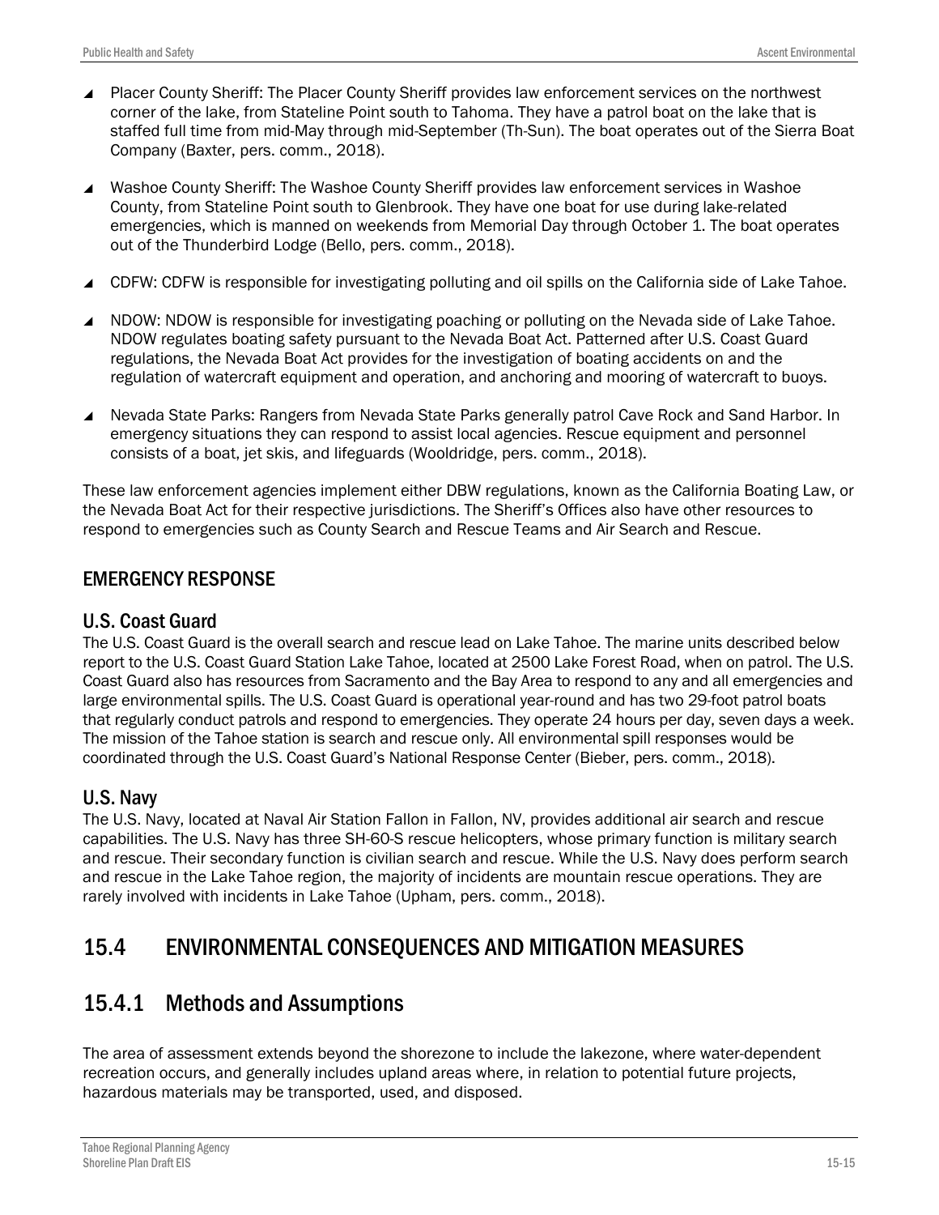- Placer County Sheriff: The Placer County Sheriff provides law enforcement services on the northwest corner of the lake, from Stateline Point south to Tahoma. They have a patrol boat on the lake that is staffed full time from mid-May through mid-September (Th-Sun). The boat operates out of the Sierra Boat Company (Baxter, pers. comm., 2018).
- Washoe County Sheriff: The Washoe County Sheriff provides law enforcement services in Washoe County, from Stateline Point south to Glenbrook. They have one boat for use during lake-related emergencies, which is manned on weekends from Memorial Day through October 1. The boat operates out of the Thunderbird Lodge (Bello, pers. comm., 2018).
- CDFW: CDFW is responsible for investigating polluting and oil spills on the California side of Lake Tahoe.
- NDOW: NDOW is responsible for investigating poaching or polluting on the Nevada side of Lake Tahoe. NDOW regulates boating safety pursuant to the Nevada Boat Act. Patterned after U.S. Coast Guard regulations, the Nevada Boat Act provides for the investigation of boating accidents on and the regulation of watercraft equipment and operation, and anchoring and mooring of watercraft to buoys.
- Nevada State Parks: Rangers from Nevada State Parks generally patrol Cave Rock and Sand Harbor. In emergency situations they can respond to assist local agencies. Rescue equipment and personnel consists of a boat, jet skis, and lifeguards (Wooldridge, pers. comm., 2018).

These law enforcement agencies implement either DBW regulations, known as the California Boating Law, or the Nevada Boat Act for their respective jurisdictions. The Sheriff's Offices also have other resources to respond to emergencies such as County Search and Rescue Teams and Air Search and Rescue.

### EMERGENCY RESPONSE

#### U.S. Coast Guard

The U.S. Coast Guard is the overall search and rescue lead on Lake Tahoe. The marine units described below report to the U.S. Coast Guard Station Lake Tahoe, located at 2500 Lake Forest Road, when on patrol. The U.S. Coast Guard also has resources from Sacramento and the Bay Area to respond to any and all emergencies and large environmental spills. The U.S. Coast Guard is operational year-round and has two 29-foot patrol boats that regularly conduct patrols and respond to emergencies. They operate 24 hours per day, seven days a week. The mission of the Tahoe station is search and rescue only. All environmental spill responses would be coordinated through the U.S. Coast Guard's National Response Center (Bieber, pers. comm., 2018).

#### U.S. Navy

The U.S. Navy, located at Naval Air Station Fallon in Fallon, NV, provides additional air search and rescue capabilities. The U.S. Navy has three SH-60-S rescue helicopters, whose primary function is military search and rescue. Their secondary function is civilian search and rescue. While the U.S. Navy does perform search and rescue in the Lake Tahoe region, the majority of incidents are mountain rescue operations. They are rarely involved with incidents in Lake Tahoe (Upham, pers. comm., 2018).

## 15.4 ENVIRONMENTAL CONSEQUENCES AND MITIGATION MEASURES

### 15.4.1 Methods and Assumptions

The area of assessment extends beyond the shorezone to include the lakezone, where water-dependent recreation occurs, and generally includes upland areas where, in relation to potential future projects, hazardous materials may be transported, used, and disposed.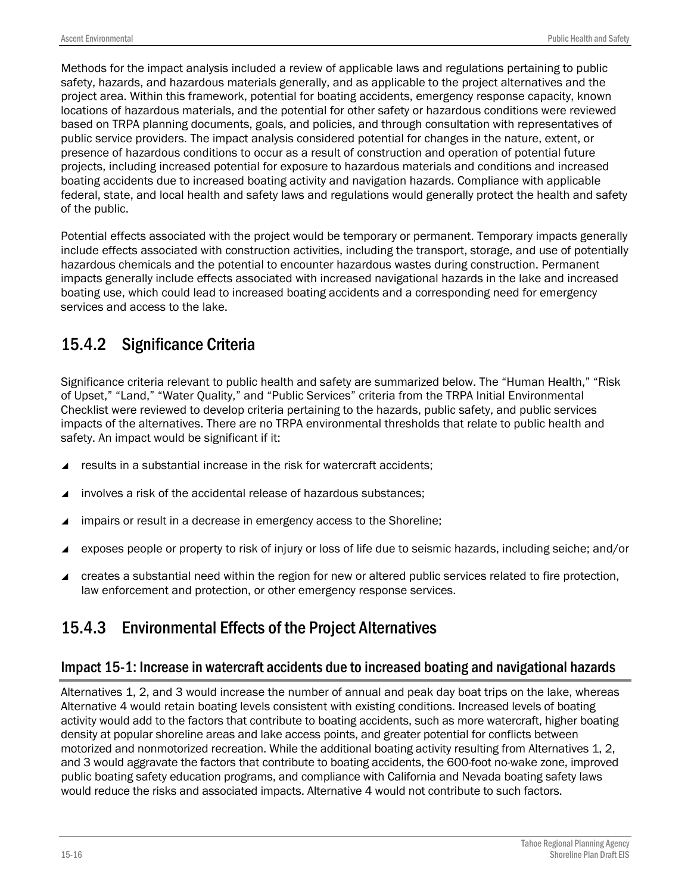Methods for the impact analysis included a review of applicable laws and regulations pertaining to public safety, hazards, and hazardous materials generally, and as applicable to the project alternatives and the project area. Within this framework, potential for boating accidents, emergency response capacity, known locations of hazardous materials, and the potential for other safety or hazardous conditions were reviewed based on TRPA planning documents, goals, and policies, and through consultation with representatives of public service providers. The impact analysis considered potential for changes in the nature, extent, or presence of hazardous conditions to occur as a result of construction and operation of potential future projects, including increased potential for exposure to hazardous materials and conditions and increased boating accidents due to increased boating activity and navigation hazards. Compliance with applicable federal, state, and local health and safety laws and regulations would generally protect the health and safety of the public.

Potential effects associated with the project would be temporary or permanent. Temporary impacts generally include effects associated with construction activities, including the transport, storage, and use of potentially hazardous chemicals and the potential to encounter hazardous wastes during construction. Permanent impacts generally include effects associated with increased navigational hazards in the lake and increased boating use, which could lead to increased boating accidents and a corresponding need for emergency services and access to the lake.

## 15.4.2 Significance Criteria

Significance criteria relevant to public health and safety are summarized below. The "Human Health," "Risk of Upset," "Land," "Water Quality," and "Public Services" criteria from the TRPA Initial Environmental Checklist were reviewed to develop criteria pertaining to the hazards, public safety, and public services impacts of the alternatives. There are no TRPA environmental thresholds that relate to public health and safety. An impact would be significant if it:

- results in a substantial increase in the risk for watercraft accidents;
- involves a risk of the accidental release of hazardous substances;
- impairs or result in a decrease in emergency access to the Shoreline;
- exposes people or property to risk of injury or loss of life due to seismic hazards, including seiche; and/or
- creates a substantial need within the region for new or altered public services related to fire protection, law enforcement and protection, or other emergency response services.

## 15.4.3 Environmental Effects of the Project Alternatives

### Impact 15-1: Increase in watercraft accidents due to increased boating and navigational hazards

Alternatives 1, 2, and 3 would increase the number of annual and peak day boat trips on the lake, whereas Alternative 4 would retain boating levels consistent with existing conditions. Increased levels of boating activity would add to the factors that contribute to boating accidents, such as more watercraft, higher boating density at popular shoreline areas and lake access points, and greater potential for conflicts between motorized and nonmotorized recreation. While the additional boating activity resulting from Alternatives 1, 2, and 3 would aggravate the factors that contribute to boating accidents, the 600-foot no-wake zone, improved public boating safety education programs, and compliance with California and Nevada boating safety laws would reduce the risks and associated impacts. Alternative 4 would not contribute to such factors.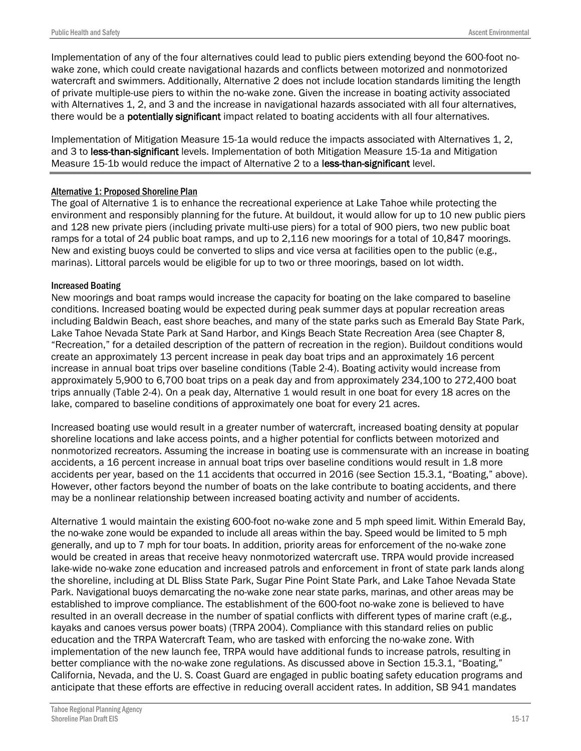Implementation of any of the four alternatives could lead to public piers extending beyond the 600-foot no-wake zone, which could create navigational hazards and conflicts between motorized and nonmotorized watercraft and swimmers. Additionally, Alternative 2 does not include location standards limiting the length of private multiple-use piers to within the no-wake zone. Given the increase in boating activity associated with Alternatives 1, 2, and 3 and the increase in navigational hazards associated with all four alternatives, there would be a **potentially significant** impact related to boating accidents with all four alternatives.

Implementation of Mitigation Measure 15-1a would reduce the impacts associated with Alternatives 1, 2, and 3 to **less-than-significant** levels. Implementation of both Mitigation Measure 15-1a and Mitigation Measure 15-1b would reduce the impact of Alternative 2 to a **less-than-significant** level.

### Alternative 1: Proposed Shoreline Plan

The goal of Alternative 1 is to enhance the recreational experience at Lake Tahoe while protecting the environment and responsibly planning for the future. At buildout, it would allow for up to 10 new public piers and 128 new private piers (including private multi-use piers) for a total of 900 piers, two new public boat ramps for a total of 24 public boat ramps, and up to 2,116 new moorings for a total of 10,847 moorings. New and existing buoys could be converted to slips and vice versa at facilities open to the public (e.g., marinas). Littoral parcels would be eligible for up to two or three moorings, based on lot width.

#### Increased Boating

New moorings and boat ramps would increase the capacity for boating on the lake compared to baseline conditions. Increased boating would be expected during peak summer days at popular recreation areas including Baldwin Beach, east shore beaches, and many of the state parks such as Emerald Bay State Park, Lake Tahoe Nevada State Park at Sand Harbor, and Kings Beach State Recreation Area (see Chapter 8, "Recreation," for a detailed description of the pattern of recreation in the region). Buildout conditions would create an approximately 13 percent increase in peak day boat trips and an approximately 16 percent increase in annual boat trips over baseline conditions (Table 2-4). Boating activity would increase from approximately 5,900 to 6,700 boat trips on a peak day and from approximately 234,100 to 272,400 boat trips annually (Table 2-4). On a peak day, Alternative 1 would result in one boat for every 18 acres on the lake, compared to baseline conditions of approximately one boat for every 21 acres.

Increased boating use would result in a greater number of watercraft, increased boating density at popular shoreline locations and lake access points, and a higher potential for conflicts between motorized and nonmotorized recreators. Assuming the increase in boating use is commensurate with an increase in boating accidents, a 16 percent increase in annual boat trips over baseline conditions would result in 1.8 more accidents per year, based on the 11 accidents that occurred in 2016 (see Section 15.3.1, "Boating," above). However, other factors beyond the number of boats on the lake contribute to boating accidents, and there may be a nonlinear relationship between increased boating activity and number of accidents.

Alternative 1 would maintain the existing 600-foot no-wake zone and 5 mph speed limit. Within Emerald Bay, the no-wake zone would be expanded to include all areas within the bay. Speed would be limited to 5 mph generally, and up to 7 mph for tour boats. In addition, priority areas for enforcement of the no-wake zone would be created in areas that receive heavy nonmotorized watercraft use. TRPA would provide increased lake-wide no-wake zone education and increased patrols and enforcement in front of state park lands along the shoreline, including at DL Bliss State Park, Sugar Pine Point State Park, and Lake Tahoe Nevada State Park. Navigational buoys demarcating the no-wake zone near state parks, marinas, and other areas may be established to improve compliance. The establishment of the 600-foot no-wake zone is believed to have resulted in an overall decrease in the number of spatial conflicts with different types of marine craft (e.g., kayaks and canoes versus power boats) (TRPA 2004). Compliance with this standard relies on public education and the TRPA Watercraft Team, who are tasked with enforcing the no-wake zone. With implementation of the new launch fee, TRPA would have additional funds to increase patrols, resulting in better compliance with the no-wake zone regulations. As discussed above in Section 15.3.1, "Boating," California, Nevada, and the U. S. Coast Guard are engaged in public boating safety education programs and anticipate that these efforts are effective in reducing overall accident rates. In addition, SB 941 mandates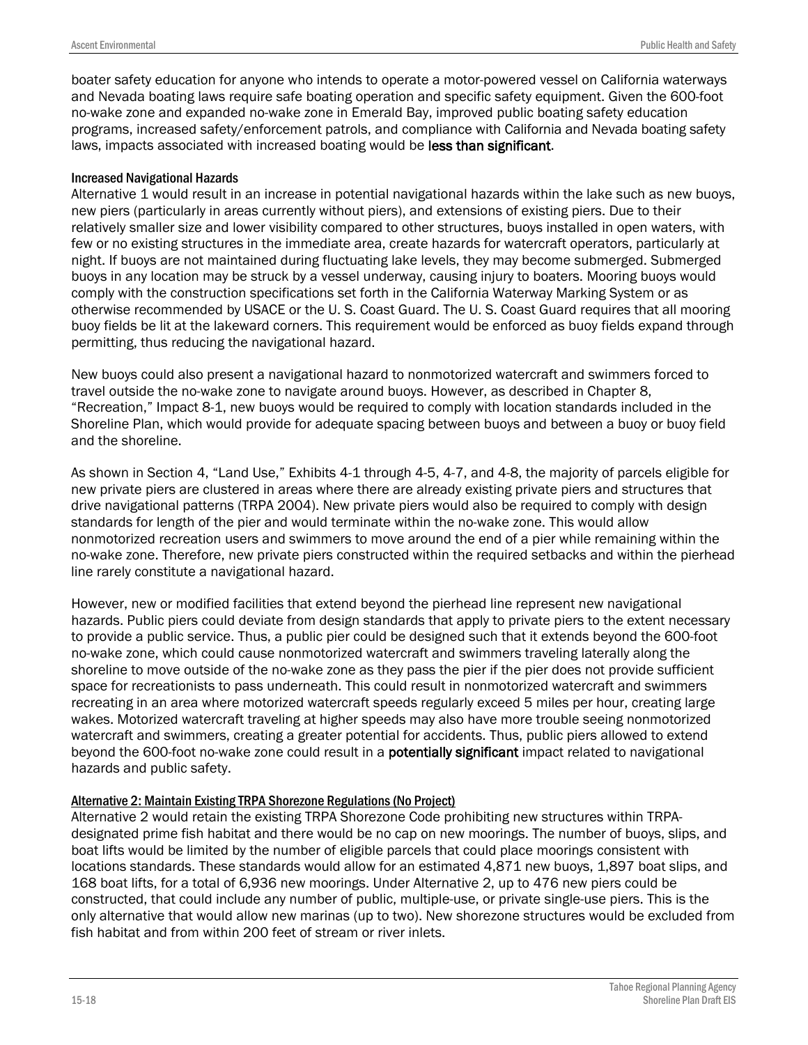boater safety education for anyone who intends to operate a motor-powered vessel on California waterways and Nevada boating laws require safe boating operation and specific safety equipment. Given the 600-foot no-wake zone and expanded no-wake zone in Emerald Bay, improved public boating safety education programs, increased safety/enforcement patrols, and compliance with California and Nevada boating safety laws, impacts associated with increased boating would be **less than significant**.

#### Increased Navigational Hazards

Alternative 1 would result in an increase in potential navigational hazards within the lake such as new buoys, new piers (particularly in areas currently without piers), and extensions of existing piers. Due to their relatively smaller size and lower visibility compared to other structures, buoys installed in open waters, with few or no existing structures in the immediate area, create hazards for watercraft operators, particularly at night. If buoys are not maintained during fluctuating lake levels, they may become submerged. Submerged buoys in any location may be struck by a vessel underway, causing injury to boaters. Mooring buoys would comply with the construction specifications set forth in the California Waterway Marking System or as otherwise recommended by USACE or the U. S. Coast Guard. The U. S. Coast Guard requires that all mooring buoy fields be lit at the lakeward corners. This requirement would be enforced as buoy fields expand through permitting, thus reducing the navigational hazard.

New buoys could also present a navigational hazard to nonmotorized watercraft and swimmers forced to travel outside the no-wake zone to navigate around buoys. However, as described in Chapter 8, "Recreation," Impact 8-1, new buoys would be required to comply with location standards included in the Shoreline Plan, which would provide for adequate spacing between buoys and between a buoy or buoy field and the shoreline.

As shown in Section 4, "Land Use," Exhibits 4-1 through 4-5, 4-7, and 4-8, the majority of parcels eligible for new private piers are clustered in areas where there are already existing private piers and structures that drive navigational patterns (TRPA 2004). New private piers would also be required to comply with design standards for length of the pier and would terminate within the no-wake zone. This would allow nonmotorized recreation users and swimmers to move around the end of a pier while remaining within the no-wake zone. Therefore, new private piers constructed within the required setbacks and within the pierhead line rarely constitute a navigational hazard.

However, new or modified facilities that extend beyond the pierhead line represent new navigational hazards. Public piers could deviate from design standards that apply to private piers to the extent necessary to provide a public service. Thus, a public pier could be designed such that it extends beyond the 600-foot no-wake zone, which could cause nonmotorized watercraft and swimmers traveling laterally along the shoreline to move outside of the no-wake zone as they pass the pier if the pier does not provide sufficient space for recreationists to pass underneath. This could result in nonmotorized watercraft and swimmers recreating in an area where motorized watercraft speeds regularly exceed 5 miles per hour, creating large wakes. Motorized watercraft traveling at higher speeds may also have more trouble seeing nonmotorized watercraft and swimmers, creating a greater potential for accidents. Thus, public piers allowed to extend beyond the 600-foot no-wake zone could result in a **potentially significant** impact related to navigational hazards and public safety.

#### Alternative 2: Maintain Existing TRPA Shorezone Regulations (No Project)

Alternative 2 would retain the existing TRPA Shorezone Code prohibiting new structures within TRPA-designated prime fish habitat and there would be no cap on new moorings. The number of buoys, slips, and boat lifts would be limited by the number of eligible parcels that could place moorings consistent with locations standards. These standards would allow for an estimated 4,871 new buoys, 1,897 boat slips, and 168 boat lifts, for a total of 6,936 new moorings. Under Alternative 2, up to 476 new piers could be constructed, that could include any number of public, multiple-use, or private single-use piers. This is the only alternative that would allow new marinas (up to two). New shorezone structures would be excluded from fish habitat and from within 200 feet of stream or river inlets.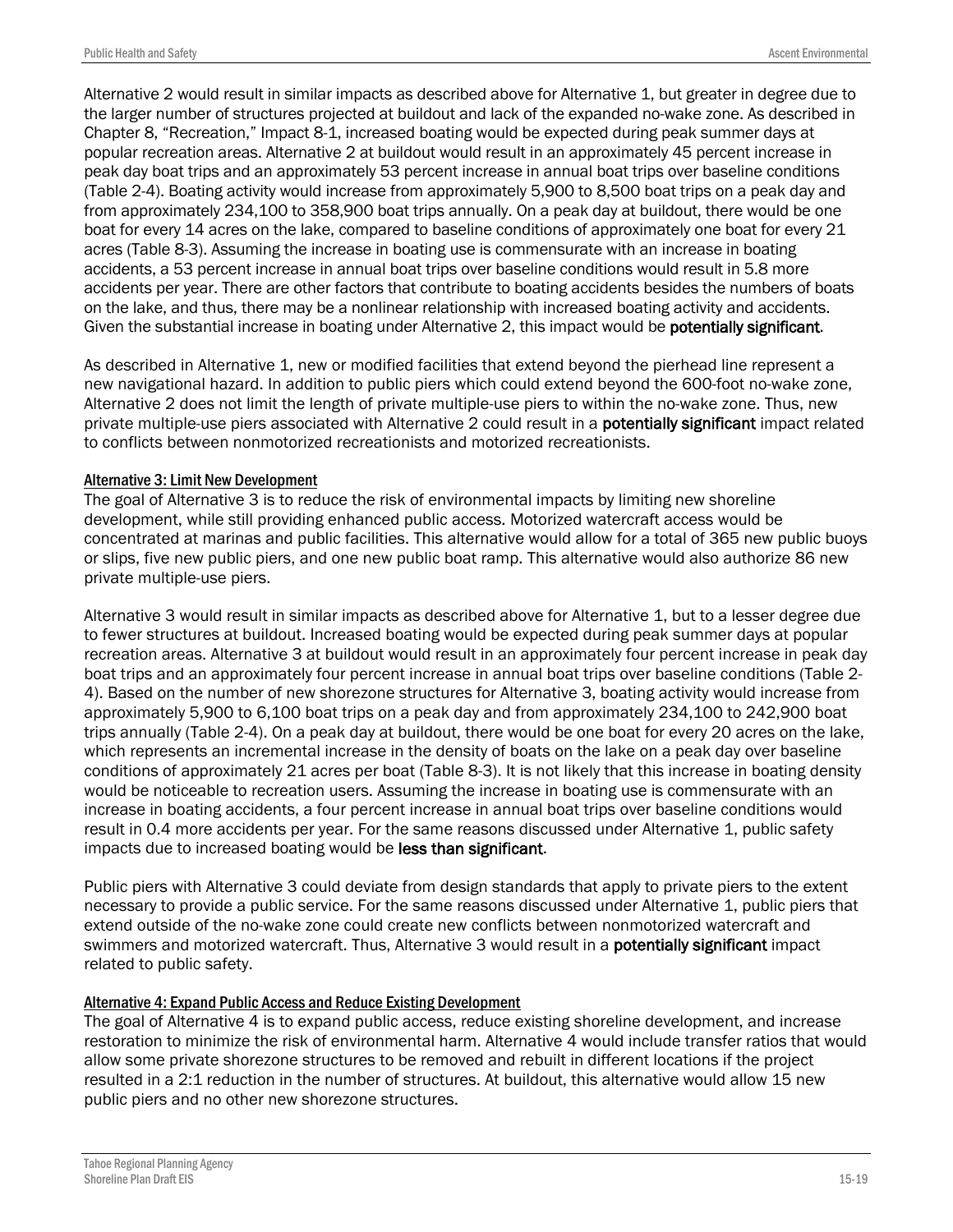Alternative 2 would result in similar impacts as described above for Alternative 1, but greater in degree due to the larger number of structures projected at buildout and lack of the expanded no-wake zone. As described in Chapter 8, "Recreation," Impact 8-1, increased boating would be expected during peak summer days at popular recreation areas. Alternative 2 at buildout would result in an approximately 45 percent increase in peak day boat trips and an approximately 53 percent increase in annual boat trips over baseline conditions (Table 2-4). Boating activity would increase from approximately 5,900 to 8,500 boat trips on a peak day and from approximately 234,100 to 358,900 boat trips annually. On a peak day at buildout, there would be one boat for every 14 acres on the lake, compared to baseline conditions of approximately one boat for every 21 acres (Table 8-3). Assuming the increase in boating use is commensurate with an increase in boating accidents, a 53 percent increase in annual boat trips over baseline conditions would result in 5.8 more accidents per year. There are other factors that contribute to boating accidents besides the numbers of boats on the lake, and thus, there may be a nonlinear relationship with increased boating activity and accidents. Given the substantial increase in boating under Alternative 2, this impact would be **potentially significant**.

As described in Alternative 1, new or modified facilities that extend beyond the pierhead line represent a new navigational hazard. In addition to public piers which could extend beyond the 600-foot no-wake zone, Alternative 2 does not limit the length of private multiple-use piers to within the no-wake zone. Thus, new private multiple-use piers associated with Alternative 2 could result in a **potentially significant** impact related to conflicts between nonmotorized recreationists and motorized recreationists.

#### Alternative 3: Limit New Development

The goal of Alternative 3 is to reduce the risk of environmental impacts by limiting new shoreline development, while still providing enhanced public access. Motorized watercraft access would be concentrated at marinas and public facilities. This alternative would allow for a total of 365 new public buoys or slips, five new public piers, and one new public boat ramp. This alternative would also authorize 86 new private multiple-use piers.

Alternative 3 would result in similar impacts as described above for Alternative 1, but to a lesser degree due to fewer structures at buildout. Increased boating would be expected during peak summer days at popular recreation areas. Alternative 3 at buildout would result in an approximately four percent increase in peak day boat trips and an approximately four percent increase in annual boat trips over baseline conditions (Table 2-4). Based on the number of new shorezone structures for Alternative 3, boating activity would increase from approximately 5,900 to 6,100 boat trips on a peak day and from approximately 234,100 to 242,900 boat trips annually (Table 2-4). On a peak day at buildout, there would be one boat for every 20 acres on the lake, which represents an incremental increase in the density of boats on the lake on a peak day over baseline conditions of approximately 21 acres per boat (Table 8-3). It is not likely that this increase in boating density would be noticeable to recreation users. Assuming the increase in boating use is commensurate with an increase in boating accidents, a four percent increase in annual boat trips over baseline conditions would result in 0.4 more accidents per year. For the same reasons discussed under Alternative 1, public safety impacts due to increased boating would be **less than significant**.

Public piers with Alternative 3 could deviate from design standards that apply to private piers to the extent necessary to provide a public service. For the same reasons discussed under Alternative 1, public piers that extend outside of the no-wake zone could create new conflicts between nonmotorized watercraft and swimmers and motorized watercraft. Thus, Alternative 3 would result in a **potentially significant** impact related to public safety.

#### Alternative 4: Expand Public Access and Reduce Existing Development

The goal of Alternative 4 is to expand public access, reduce existing shoreline development, and increase restoration to minimize the risk of environmental harm. Alternative 4 would include transfer ratios that would allow some private shorezone structures to be removed and rebuilt in different locations if the project resulted in a 2:1 reduction in the number of structures. At buildout, this alternative would allow 15 new public piers and no other new shorezone structures.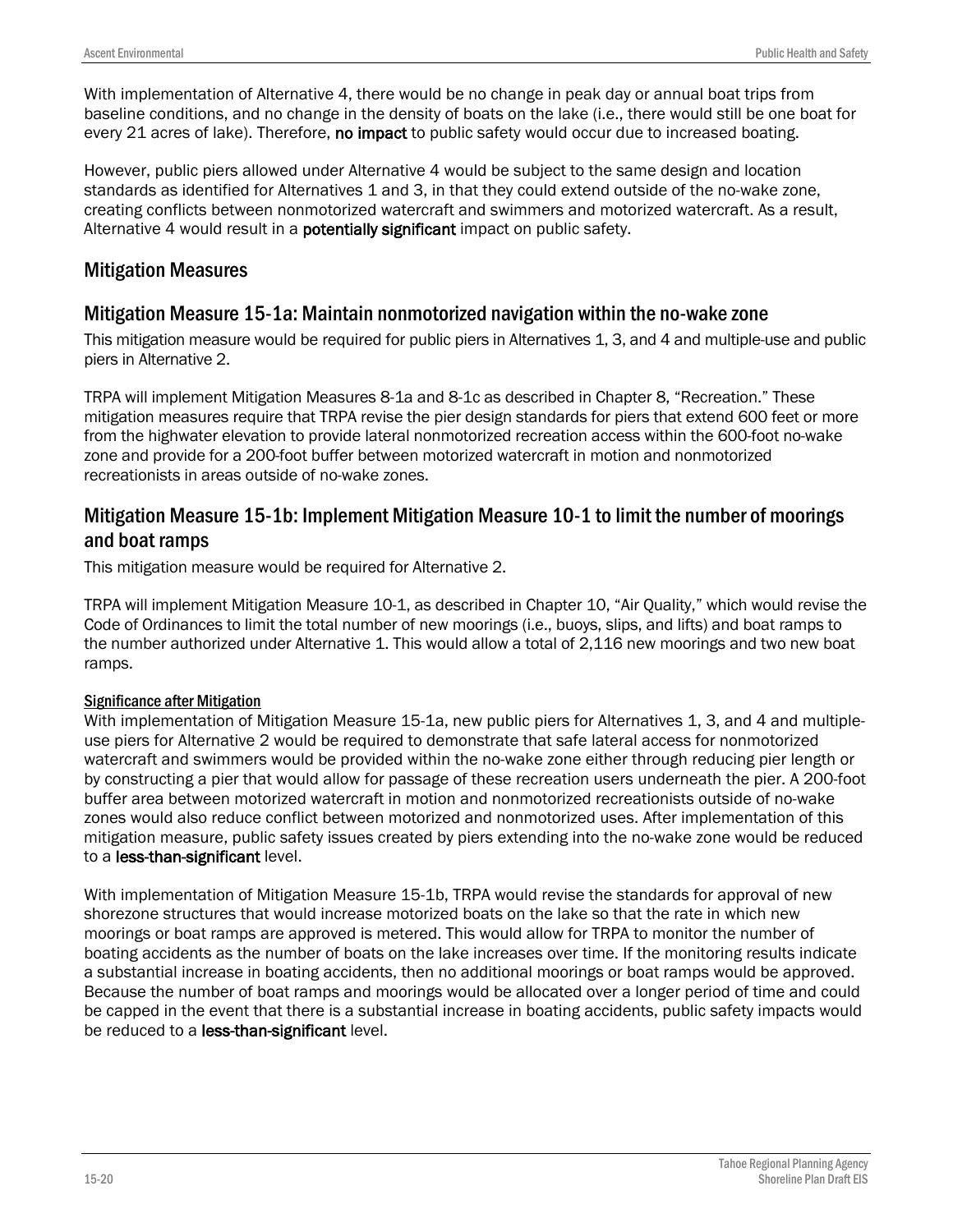With implementation of Alternative 4, there would be no change in peak day or annual boat trips from baseline conditions, and no change in the density of boats on the lake (i.e., there would still be one boat for every 21 acres of lake). Therefore, **no impact** to public safety would occur due to increased boating.

However, public piers allowed under Alternative 4 would be subject to the same design and location standards as identified for Alternatives 1 and 3, in that they could extend outside of the no-wake zone, creating conflicts between nonmotorized watercraft and swimmers and motorized watercraft. As a result, Alternative 4 would result in a **potentially significant** impact on public safety.

## Mitigation Measures

### Mitigation Measure 15-1a: Maintain nonmotorized navigation within the no-wake zone

This mitigation measure would be required for public piers in Alternatives 1, 3, and 4 and multiple-use and public piers in Alternative 2.

TRPA will implement Mitigation Measures 8-1a and 8-1c as described in Chapter 8, "Recreation." These mitigation measures require that TRPA revise the pier design standards for piers that extend 600 feet or more from the highwater elevation to provide lateral nonmotorized recreation access within the 600-foot no-wake zone and provide for a 200-foot buffer between motorized watercraft in motion and nonmotorized recreationists in areas outside of no-wake zones.

### Mitigation Measure 15-1b: Implement Mitigation Measure 10-1 to limit the number of moorings and boat ramps

This mitigation measure would be required for Alternative 2.

TRPA will implement Mitigation Measure 10-1, as described in Chapter 10, "Air Quality," which would revise the Code of Ordinances to limit the total number of new moorings (i.e., buoys, slips, and lifts) and boat ramps to the number authorized under Alternative 1. This would allow a total of 2,116 new moorings and two new boat ramps.

#### Significance after Mitigation

With implementation of Mitigation Measure 15-1a, new public piers for Alternatives 1, 3, and 4 and multiple-use piers for Alternative 2 would be required to demonstrate that safe lateral access for nonmotorized watercraft and swimmers would be provided within the no-wake zone either through reducing pier length or by constructing a pier that would allow for passage of these recreation users underneath the pier. A 200-foot buffer area between motorized watercraft in motion and nonmotorized recreationists outside of no-wake zones would also reduce conflict between motorized and nonmotorized uses. After implementation of this mitigation measure, public safety issues created by piers extending into the no-wake zone would be reduced to a **less-than-significant** level.

With implementation of Mitigation Measure 15-1b, TRPA would revise the standards for approval of new shorezone structures that would increase motorized boats on the lake so that the rate in which new moorings or boat ramps are approved is metered. This would allow for TRPA to monitor the number of boating accidents as the number of boats on the lake increases over time. If the monitoring results indicate a substantial increase in boating accidents, then no additional moorings or boat ramps would be approved. Because the number of boat ramps and moorings would be allocated over a longer period of time and could be capped in the event that there is a substantial increase in boating accidents, public safety impacts would be reduced to a **less-than-significant** level.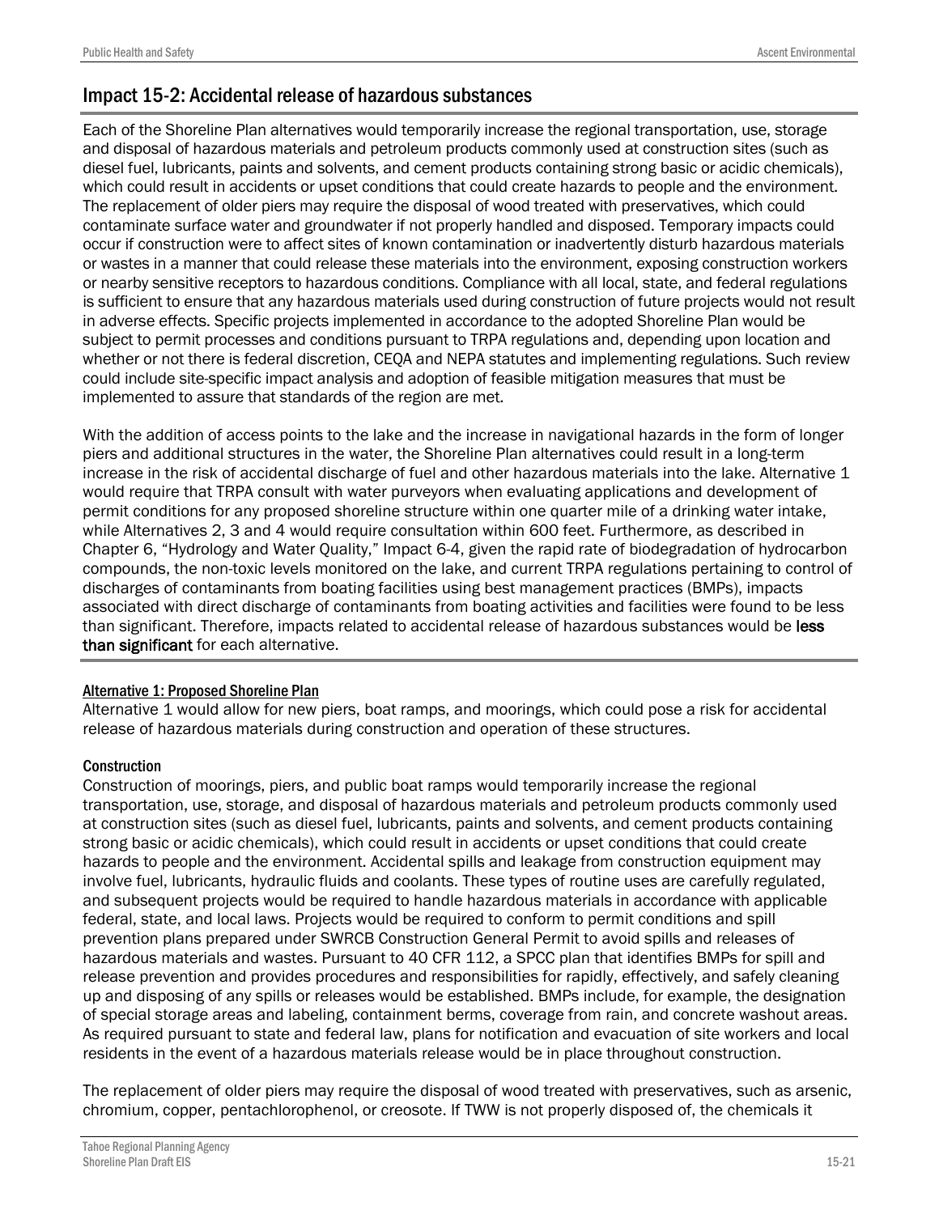## Impact 15-2: Accidental release of hazardous substances

Each of the Shoreline Plan alternatives would temporarily increase the regional transportation, use, storage and disposal of hazardous materials and petroleum products commonly used at construction sites (such as diesel fuel, lubricants, paints and solvents, and cement products containing strong basic or acidic chemicals), which could result in accidents or upset conditions that could create hazards to people and the environment. The replacement of older piers may require the disposal of wood treated with preservatives, which could contaminate surface water and groundwater if not properly handled and disposed. Temporary impacts could occur if construction were to affect sites of known contamination or inadvertently disturb hazardous materials or wastes in a manner that could release these materials into the environment, exposing construction workers or nearby sensitive receptors to hazardous conditions. Compliance with all local, state, and federal regulations is sufficient to ensure that any hazardous materials used during construction of future projects would not result in adverse effects. Specific projects implemented in accordance to the adopted Shoreline Plan would be subject to permit processes and conditions pursuant to TRPA regulations and, depending upon location and whether or not there is federal discretion, CEQA and NEPA statutes and implementing regulations. Such review could include site-specific impact analysis and adoption of feasible mitigation measures that must be implemented to assure that standards of the region are met.

With the addition of access points to the lake and the increase in navigational hazards in the form of longer piers and additional structures in the water, the Shoreline Plan alternatives could result in a long-term increase in the risk of accidental discharge of fuel and other hazardous materials into the lake. Alternative 1 would require that TRPA consult with water purveyors when evaluating applications and development of permit conditions for any proposed shoreline structure within one quarter mile of a drinking water intake, while Alternatives 2, 3 and 4 would require consultation within 600 feet. Furthermore, as described in Chapter 6, "Hydrology and Water Quality," Impact 6-4, given the rapid rate of biodegradation of hydrocarbon compounds, the non-toxic levels monitored on the lake, and current TRPA regulations pertaining to control of discharges of contaminants from boating facilities using best management practices (BMPs), impacts associated with direct discharge of contaminants from boating activities and facilities were found to be less than significant. Therefore, impacts related to accidental release of hazardous substances would be **less than significant** for each alternative.

### Alternative 1: Proposed Shoreline Plan

Alternative 1 would allow for new piers, boat ramps, and moorings, which could pose a risk for accidental release of hazardous materials during construction and operation of these structures.

#### Construction

Construction of moorings, piers, and public boat ramps would temporarily increase the regional transportation, use, storage, and disposal of hazardous materials and petroleum products commonly used at construction sites (such as diesel fuel, lubricants, paints and solvents, and cement products containing strong basic or acidic chemicals), which could result in accidents or upset conditions that could create hazards to people and the environment. Accidental spills and leakage from construction equipment may involve fuel, lubricants, hydraulic fluids and coolants. These types of routine uses are carefully regulated, and subsequent projects would be required to handle hazardous materials in accordance with applicable federal, state, and local laws. Projects would be required to conform to permit conditions and spill prevention plans prepared under SWRCB Construction General Permit to avoid spills and releases of hazardous materials and wastes. Pursuant to 40 CFR 112, a SPCC plan that identifies BMPs for spill and release prevention and provides procedures and responsibilities for rapidly, effectively, and safely cleaning up and disposing of any spills or releases would be established. BMPs include, for example, the designation of special storage areas and labeling, containment berms, coverage from rain, and concrete washout areas. As required pursuant to state and federal law, plans for notification and evacuation of site workers and local residents in the event of a hazardous materials release would be in place throughout construction.

The replacement of older piers may require the disposal of wood treated with preservatives, such as arsenic, chromium, copper, pentachlorophenol, or creosote. If TWW is not properly disposed of, the chemicals it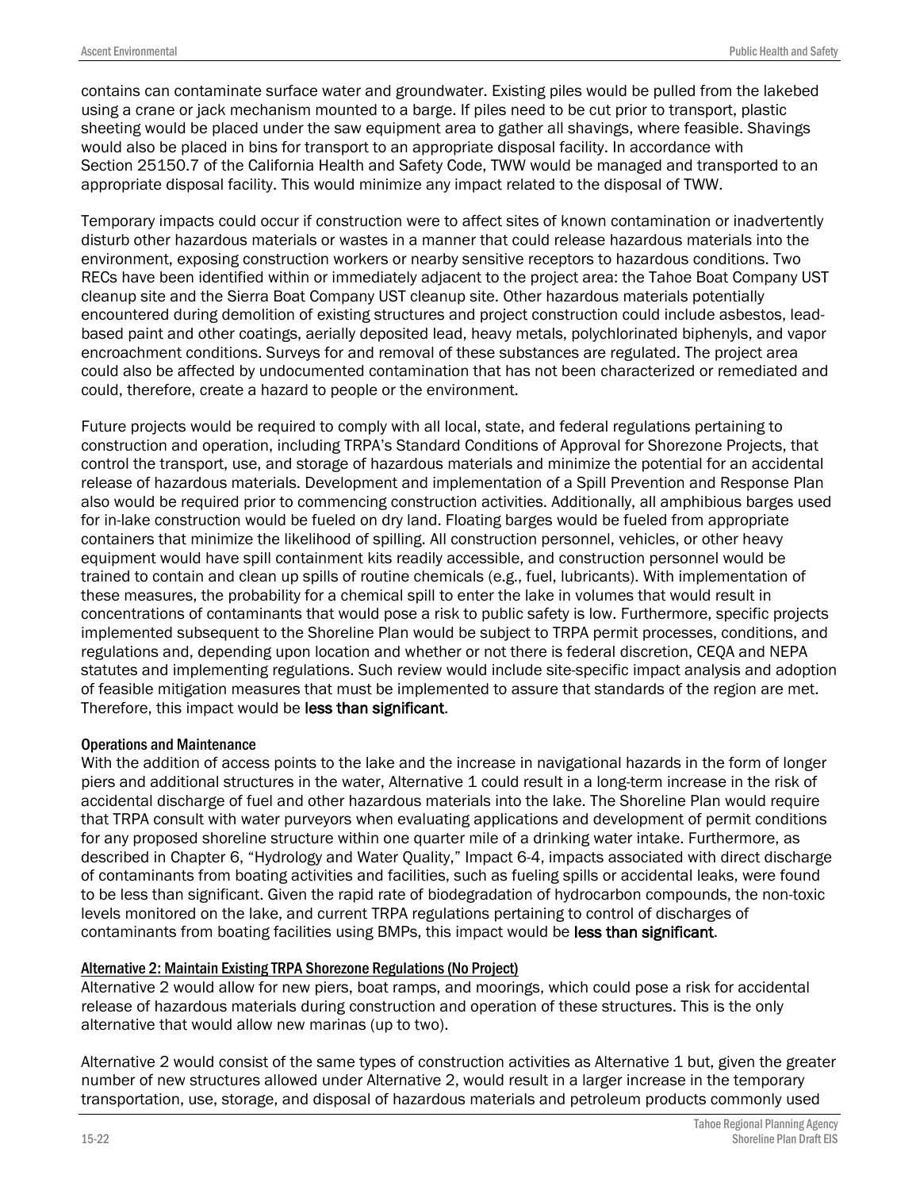contains can contaminate surface water and groundwater. Existing piles would be pulled from the lakebed using a crane or jack mechanism mounted to a barge. If piles need to be cut prior to transport, plastic sheeting would be placed under the saw equipment area to gather all shavings, where feasible. Shavings would also be placed in bins for transport to an appropriate disposal facility. In accordance with Section 25150.7 of the California Health and Safety Code, TWW would be managed and transported to an appropriate disposal facility. This would minimize any impact related to the disposal of TWW.

Temporary impacts could occur if construction were to affect sites of known contamination or inadvertently disturb other hazardous materials or wastes in a manner that could release hazardous materials into the environment, exposing construction workers or nearby sensitive receptors to hazardous conditions. Two RECs have been identified within or immediately adjacent to the project area: the Tahoe Boat Company UST cleanup site and the Sierra Boat Company UST cleanup site. Other hazardous materials potentially encountered during demolition of existing structures and project construction could include asbestos, lead-based paint and other coatings, aerially deposited lead, heavy metals, polychlorinated biphenyls, and vapor encroachment conditions. Surveys for and removal of these substances are regulated. The project area could also be affected by undocumented contamination that has not been characterized or remediated and could, therefore, create a hazard to people or the environment.

Future projects would be required to comply with all local, state, and federal regulations pertaining to construction and operation, including TRPA's Standard Conditions of Approval for Shorezone Projects, that control the transport, use, and storage of hazardous materials and minimize the potential for an accidental release of hazardous materials. Development and implementation of a Spill Prevention and Response Plan also would be required prior to commencing construction activities. Additionally, all amphibious barges used for in-lake construction would be fueled on dry land. Floating barges would be fueled from appropriate containers that minimize the likelihood of spilling. All construction personnel, vehicles, or other heavy equipment would have spill containment kits readily accessible, and construction personnel would be trained to contain and clean up spills of routine chemicals (e.g., fuel, lubricants). With implementation of these measures, the probability for a chemical spill to enter the lake in volumes that would result in concentrations of contaminants that would pose a risk to public safety is low. Furthermore, specific projects implemented subsequent to the Shoreline Plan would be subject to TRPA permit processes, conditions, and regulations and, depending upon location and whether or not there is federal discretion, CEQA and NEPA statutes and implementing regulations. Such review would include site-specific impact analysis and adoption of feasible mitigation measures that must be implemented to assure that standards of the region are met. Therefore, this impact would be **less than significant**.

#### Operations and Maintenance

With the addition of access points to the lake and the increase in navigational hazards in the form of longer piers and additional structures in the water, Alternative 1 could result in a long-term increase in the risk of accidental discharge of fuel and other hazardous materials into the lake. The Shoreline Plan would require that TRPA consult with water purveyors when evaluating applications and development of permit conditions for any proposed shoreline structure within one quarter mile of a drinking water intake. Furthermore, as described in Chapter 6, "Hydrology and Water Quality," Impact 6-4, impacts associated with direct discharge of contaminants from boating activities and facilities, such as fueling spills or accidental leaks, were found to be less than significant. Given the rapid rate of biodegradation of hydrocarbon compounds, the non-toxic levels monitored on the lake, and current TRPA regulations pertaining to control of discharges of contaminants from boating facilities using BMPs, this impact would be **less than significant**.

### Alternative 2: Maintain Existing TRPA Shorezone Regulations (No Project)

Alternative 2 would allow for new piers, boat ramps, and moorings, which could pose a risk for accidental release of hazardous materials during construction and operation of these structures. This is the only alternative that would allow new marinas (up to two).

Alternative 2 would consist of the same types of construction activities as Alternative 1 but, given the greater number of new structures allowed under Alternative 2, would result in a larger increase in the temporary transportation, use, storage, and disposal of hazardous materials and petroleum products commonly used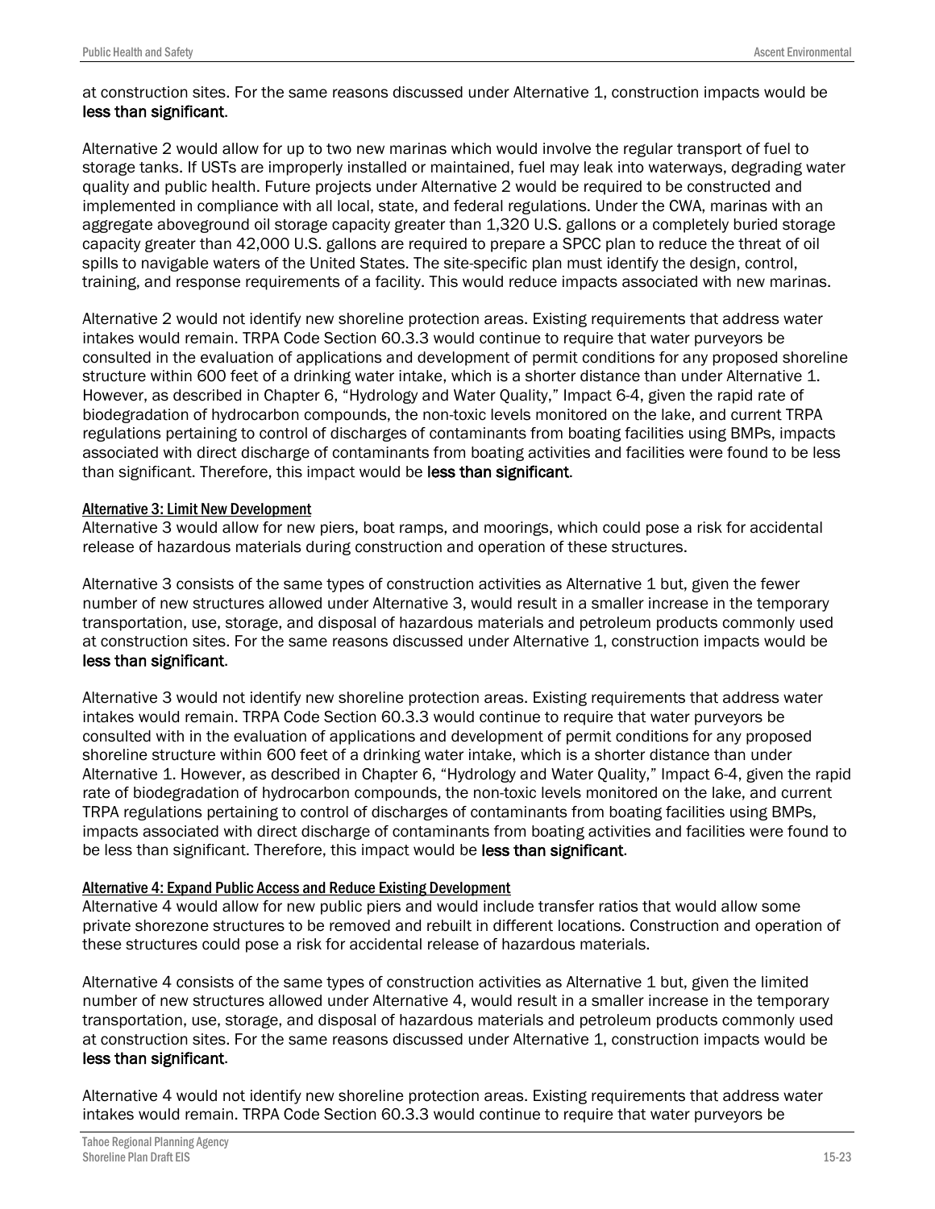at construction sites. For the same reasons discussed under Alternative 1, construction impacts would be **less than significant**.

Alternative 2 would allow for up to two new marinas which would involve the regular transport of fuel to storage tanks. If USTs are improperly installed or maintained, fuel may leak into waterways, degrading water quality and public health. Future projects under Alternative 2 would be required to be constructed and implemented in compliance with all local, state, and federal regulations. Under the CWA, marinas with an aggregate aboveground oil storage capacity greater than 1,320 U.S. gallons or a completely buried storage capacity greater than 42,000 U.S. gallons are required to prepare a SPCC plan to reduce the threat of oil spills to navigable waters of the United States. The site-specific plan must identify the design, control, training, and response requirements of a facility. This would reduce impacts associated with new marinas.

Alternative 2 would not identify new shoreline protection areas. Existing requirements that address water intakes would remain. TRPA Code Section 60.3.3 would continue to require that water purveyors be consulted in the evaluation of applications and development of permit conditions for any proposed shoreline structure within 600 feet of a drinking water intake, which is a shorter distance than under Alternative 1. However, as described in Chapter 6, "Hydrology and Water Quality," Impact 6-4, given the rapid rate of biodegradation of hydrocarbon compounds, the non-toxic levels monitored on the lake, and current TRPA regulations pertaining to control of discharges of contaminants from boating facilities using BMPs, impacts associated with direct discharge of contaminants from boating activities and facilities were found to be less than significant. Therefore, this impact would be **less than significant**.

#### Alternative 3: Limit New Development

Alternative 3 would allow for new piers, boat ramps, and moorings, which could pose a risk for accidental release of hazardous materials during construction and operation of these structures.

Alternative 3 consists of the same types of construction activities as Alternative 1 but, given the fewer number of new structures allowed under Alternative 3, would result in a smaller increase in the temporary transportation, use, storage, and disposal of hazardous materials and petroleum products commonly used at construction sites. For the same reasons discussed under Alternative 1, construction impacts would be **less than significant**.

Alternative 3 would not identify new shoreline protection areas. Existing requirements that address water intakes would remain. TRPA Code Section 60.3.3 would continue to require that water purveyors be consulted with in the evaluation of applications and development of permit conditions for any proposed shoreline structure within 600 feet of a drinking water intake, which is a shorter distance than under Alternative 1. However, as described in Chapter 6, "Hydrology and Water Quality," Impact 6-4, given the rapid rate of biodegradation of hydrocarbon compounds, the non-toxic levels monitored on the lake, and current TRPA regulations pertaining to control of discharges of contaminants from boating facilities using BMPs, impacts associated with direct discharge of contaminants from boating activities and facilities were found to be less than significant. Therefore, this impact would be **less than significant**.

#### Alternative 4: Expand Public Access and Reduce Existing Development

Alternative 4 would allow for new public piers and would include transfer ratios that would allow some private shorezone structures to be removed and rebuilt in different locations. Construction and operation of these structures could pose a risk for accidental release of hazardous materials.

Alternative 4 consists of the same types of construction activities as Alternative 1 but, given the limited number of new structures allowed under Alternative 4, would result in a smaller increase in the temporary transportation, use, storage, and disposal of hazardous materials and petroleum products commonly used at construction sites. For the same reasons discussed under Alternative 1, construction impacts would be **less than significant**.

Alternative 4 would not identify new shoreline protection areas. Existing requirements that address water intakes would remain. TRPA Code Section 60.3.3 would continue to require that water purveyors be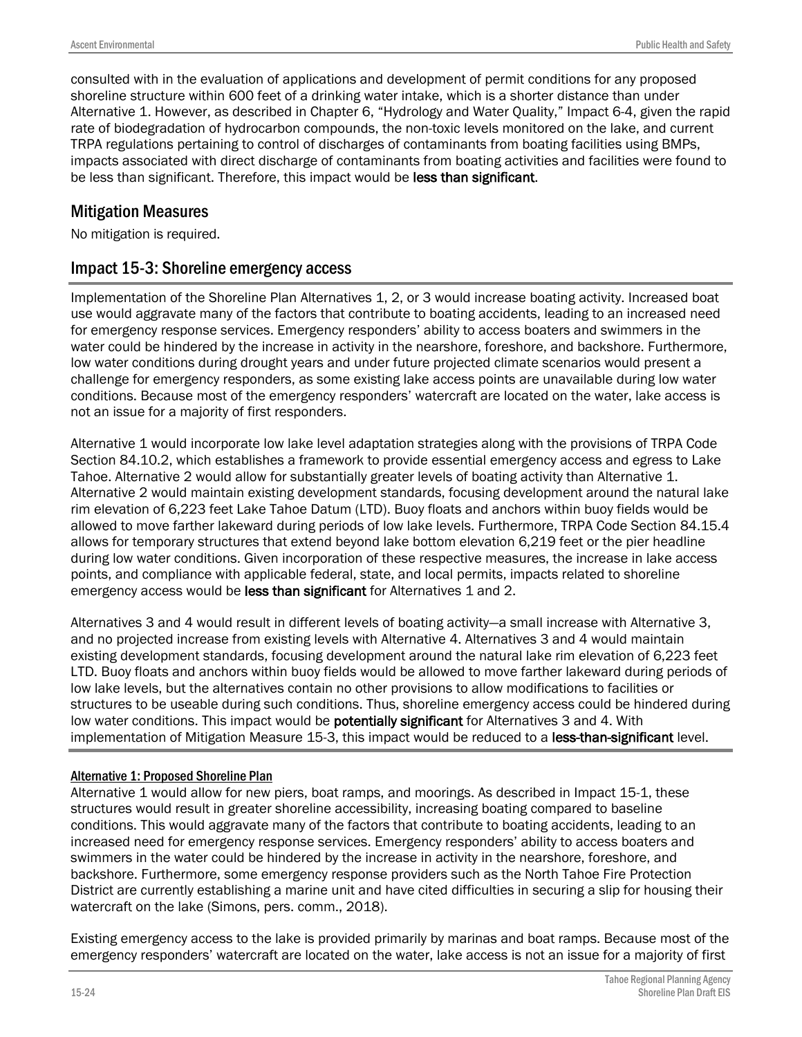consulted with in the evaluation of applications and development of permit conditions for any proposed shoreline structure within 600 feet of a drinking water intake, which is a shorter distance than under Alternative 1. However, as described in Chapter 6, "Hydrology and Water Quality," Impact 6-4, given the rapid rate of biodegradation of hydrocarbon compounds, the non-toxic levels monitored on the lake, and current TRPA regulations pertaining to control of discharges of contaminants from boating facilities using BMPs, impacts associated with direct discharge of contaminants from boating activities and facilities were found to be less than significant. Therefore, this impact would be **less than significant**.

## Mitigation Measures

No mitigation is required.

## Impact 15-3: Shoreline emergency access

Implementation of the Shoreline Plan Alternatives 1, 2, or 3 would increase boating activity. Increased boat use would aggravate many of the factors that contribute to boating accidents, leading to an increased need for emergency response services. Emergency responders' ability to access boaters and swimmers in the water could be hindered by the increase in activity in the nearshore, foreshore, and backshore. Furthermore, low water conditions during drought years and under future projected climate scenarios would present a challenge for emergency responders, as some existing lake access points are unavailable during low water conditions. Because most of the emergency responders' watercraft are located on the water, lake access is not an issue for a majority of first responders.

Alternative 1 would incorporate low lake level adaptation strategies along with the provisions of TRPA Code Section 84.10.2, which establishes a framework to provide essential emergency access and egress to Lake Tahoe. Alternative 2 would allow for substantially greater levels of boating activity than Alternative 1. Alternative 2 would maintain existing development standards, focusing development around the natural lake rim elevation of 6,223 feet Lake Tahoe Datum (LTD). Buoy floats and anchors within buoy fields would be allowed to move farther lakeward during periods of low lake levels. Furthermore, TRPA Code Section 84.15.4 allows for temporary structures that extend beyond lake bottom elevation 6,219 feet or the pier headline during low water conditions. Given incorporation of these respective measures, the increase in lake access points, and compliance with applicable federal, state, and local permits, impacts related to shoreline emergency access would be **less than significant** for Alternatives 1 and 2.

Alternatives 3 and 4 would result in different levels of boating activity—a small increase with Alternative 3, and no projected increase from existing levels with Alternative 4. Alternatives 3 and 4 would maintain existing development standards, focusing development around the natural lake rim elevation of 6,223 feet LTD. Buoy floats and anchors within buoy fields would be allowed to move farther lakeward during periods of low lake levels, but the alternatives contain no other provisions to allow modifications to facilities or structures to be useable during such conditions. Thus, shoreline emergency access could be hindered during low water conditions. This impact would be **potentially significant** for Alternatives 3 and 4. With implementation of Mitigation Measure 15-3, this impact would be reduced to a **less-than-significant** level.

#### Alternative 1: Proposed Shoreline Plan

Alternative 1 would allow for new piers, boat ramps, and moorings. As described in Impact 15-1, these structures would result in greater shoreline accessibility, increasing boating compared to baseline conditions. This would aggravate many of the factors that contribute to boating accidents, leading to an increased need for emergency response services. Emergency responders' ability to access boaters and swimmers in the water could be hindered by the increase in activity in the nearshore, foreshore, and backshore. Furthermore, some emergency response providers such as the North Tahoe Fire Protection District are currently establishing a marine unit and have cited difficulties in securing a slip for housing their watercraft on the lake (Simons, pers. comm., 2018).

Existing emergency access to the lake is provided primarily by marinas and boat ramps. Because most of the emergency responders' watercraft are located on the water, lake access is not an issue for a majority of first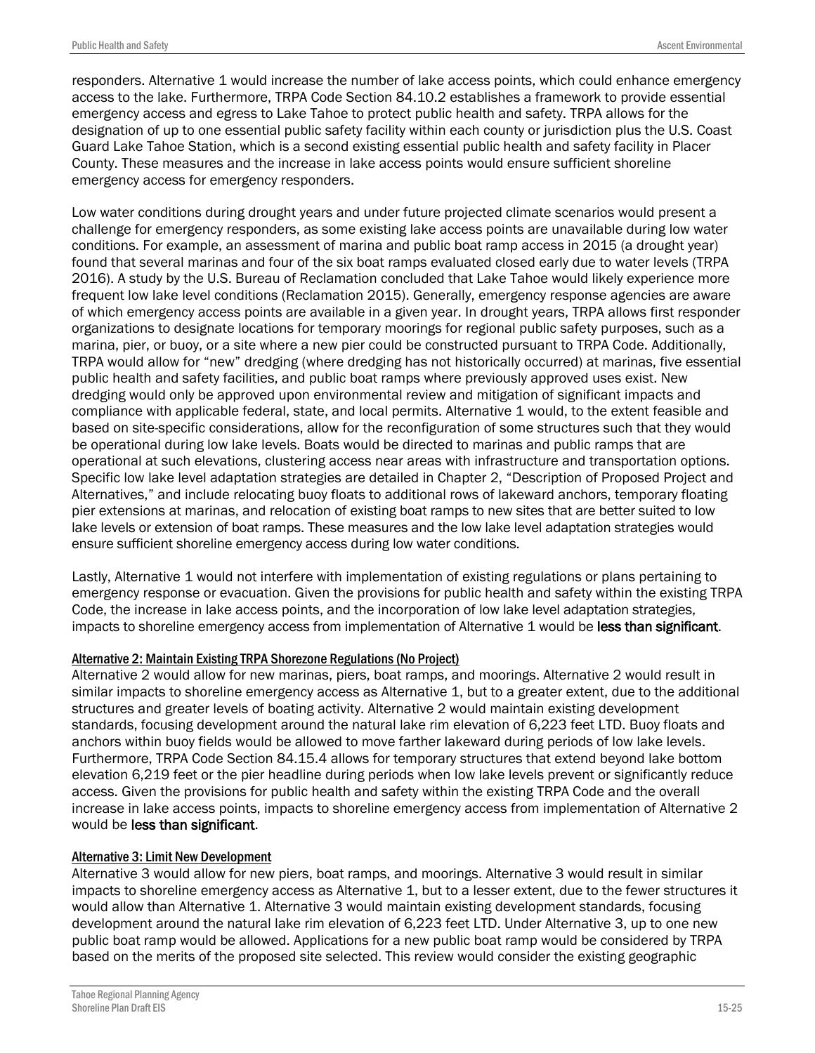responders. Alternative 1 would increase the number of lake access points, which could enhance emergency access to the lake. Furthermore, TRPA Code Section 84.10.2 establishes a framework to provide essential emergency access and egress to Lake Tahoe to protect public health and safety. TRPA allows for the designation of up to one essential public safety facility within each county or jurisdiction plus the U.S. Coast Guard Lake Tahoe Station, which is a second existing essential public health and safety facility in Placer County. These measures and the increase in lake access points would ensure sufficient shoreline emergency access for emergency responders.

Low water conditions during drought years and under future projected climate scenarios would present a challenge for emergency responders, as some existing lake access points are unavailable during low water conditions. For example, an assessment of marina and public boat ramp access in 2015 (a drought year) found that several marinas and four of the six boat ramps evaluated closed early due to water levels (TRPA 2016). A study by the U.S. Bureau of Reclamation concluded that Lake Tahoe would likely experience more frequent low lake level conditions (Reclamation 2015). Generally, emergency response agencies are aware of which emergency access points are available in a given year. In drought years, TRPA allows first responder organizations to designate locations for temporary moorings for regional public safety purposes, such as a marina, pier, or buoy, or a site where a new pier could be constructed pursuant to TRPA Code. Additionally, TRPA would allow for "new" dredging (where dredging has not historically occurred) at marinas, five essential public health and safety facilities, and public boat ramps where previously approved uses exist. New dredging would only be approved upon environmental review and mitigation of significant impacts and compliance with applicable federal, state, and local permits. Alternative 1 would, to the extent feasible and based on site-specific considerations, allow for the reconfiguration of some structures such that they would be operational during low lake levels. Boats would be directed to marinas and public ramps that are operational at such elevations, clustering access near areas with infrastructure and transportation options. Specific low lake level adaptation strategies are detailed in Chapter 2, "Description of Proposed Project and Alternatives," and include relocating buoy floats to additional rows of lakeward anchors, temporary floating pier extensions at marinas, and relocation of existing boat ramps to new sites that are better suited to low lake levels or extension of boat ramps. These measures and the low lake level adaptation strategies would ensure sufficient shoreline emergency access during low water conditions.

Lastly, Alternative 1 would not interfere with implementation of existing regulations or plans pertaining to emergency response or evacuation. Given the provisions for public health and safety within the existing TRPA Code, the increase in lake access points, and the incorporation of low lake level adaptation strategies, impacts to shoreline emergency access from implementation of Alternative 1 would be **less than significant**.

#### Alternative 2: Maintain Existing TRPA Shorezone Regulations (No Project)

Alternative 2 would allow for new marinas, piers, boat ramps, and moorings. Alternative 2 would result in similar impacts to shoreline emergency access as Alternative 1, but to a greater extent, due to the additional structures and greater levels of boating activity. Alternative 2 would maintain existing development standards, focusing development around the natural lake rim elevation of 6,223 feet LTD. Buoy floats and anchors within buoy fields would be allowed to move farther lakeward during periods of low lake levels. Furthermore, TRPA Code Section 84.15.4 allows for temporary structures that extend beyond lake bottom elevation 6,219 feet or the pier headline during periods when low lake levels prevent or significantly reduce access. Given the provisions for public health and safety within the existing TRPA Code and the overall increase in lake access points, impacts to shoreline emergency access from implementation of Alternative 2 would be **less than significant**.

#### Alternative 3: Limit New Development

Alternative 3 would allow for new piers, boat ramps, and moorings. Alternative 3 would result in similar impacts to shoreline emergency access as Alternative 1, but to a lesser extent, due to the fewer structures it would allow than Alternative 1. Alternative 3 would maintain existing development standards, focusing development around the natural lake rim elevation of 6,223 feet LTD. Under Alternative 3, up to one new public boat ramp would be allowed. Applications for a new public boat ramp would be considered by TRPA based on the merits of the proposed site selected. This review would consider the existing geographic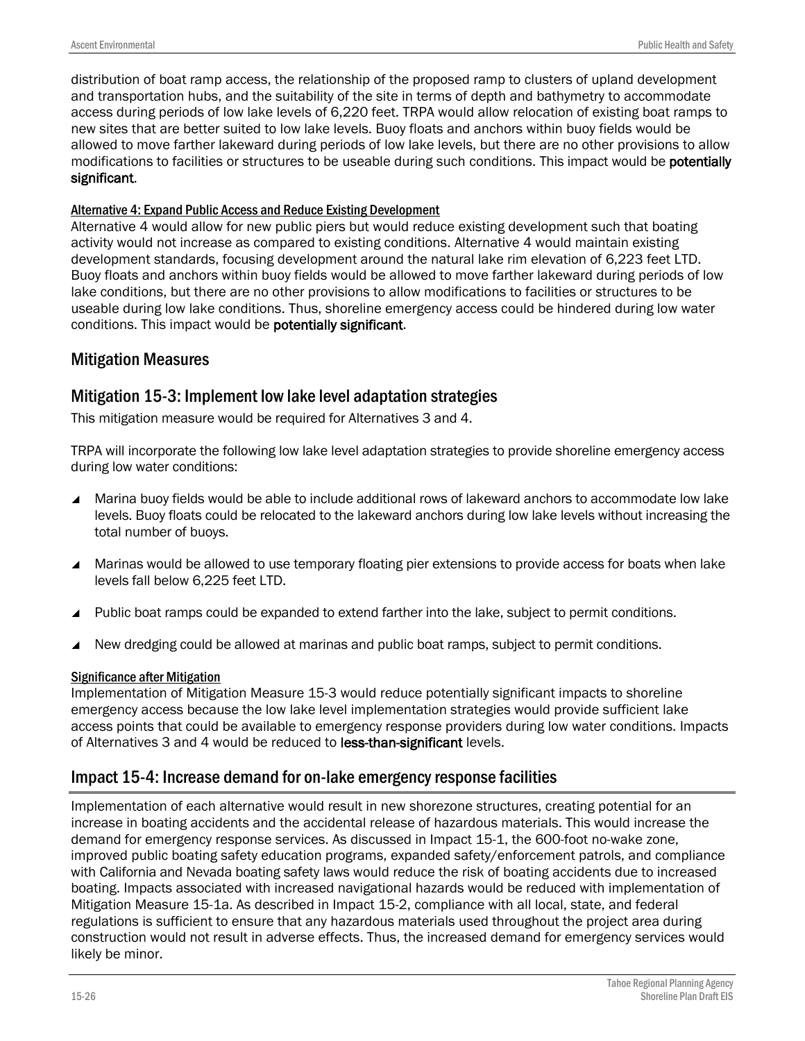distribution of boat ramp access, the relationship of the proposed ramp to clusters of upland development and transportation hubs, and the suitability of the site in terms of depth and bathymetry to accommodate access during periods of low lake levels of 6,220 feet. TRPA would allow relocation of existing boat ramps to new sites that are better suited to low lake levels. Buoy floats and anchors within buoy fields would be allowed to move farther lakeward during periods of low lake levels, but there are no other provisions to allow modifications to facilities or structures to be useable during such conditions. This impact would be **potentially significant**.

#### Alternative 4: Expand Public Access and Reduce Existing Development

Alternative 4 would allow for new public piers but would reduce existing development such that boating activity would not increase as compared to existing conditions. Alternative 4 would maintain existing development standards, focusing development around the natural lake rim elevation of 6,223 feet LTD. Buoy floats and anchors within buoy fields would be allowed to move farther lakeward during periods of low lake conditions, but there are no other provisions to allow modifications to facilities or structures to be useable during low lake conditions. Thus, shoreline emergency access could be hindered during low water conditions. This impact would be **potentially significant**.

## Mitigation Measures

## Mitigation 15-3: Implement low lake level adaptation strategies

This mitigation measure would be required for Alternatives 3 and 4.

TRPA will incorporate the following low lake level adaptation strategies to provide shoreline emergency access during low water conditions:

- Marina buoy fields would be able to include additional rows of lakeward anchors to accommodate low lake levels. Buoy floats could be relocated to the lakeward anchors during low lake levels without increasing the total number of buoys.
- Marinas would be allowed to use temporary floating pier extensions to provide access for boats when lake levels fall below 6,225 feet LTD.
- Public boat ramps could be expanded to extend farther into the lake, subject to permit conditions.
- New dredging could be allowed at marinas and public boat ramps, subject to permit conditions.

#### Significance after Mitigation

Implementation of Mitigation Measure 15-3 would reduce potentially significant impacts to shoreline emergency access because the low lake level implementation strategies would provide sufficient lake access points that could be available to emergency response providers during low water conditions. Impacts of Alternatives 3 and 4 would be reduced to **less-than-significant** levels.

## Impact 15-4: Increase demand for on-lake emergency response facilities

Implementation of each alternative would result in new shorezone structures, creating potential for an increase in boating accidents and the accidental release of hazardous materials. This would increase the demand for emergency response services. As discussed in Impact 15-1, the 600-foot no-wake zone, improved public boating safety education programs, expanded safety/enforcement patrols, and compliance with California and Nevada boating safety laws would reduce the risk of boating accidents due to increased boating. Impacts associated with increased navigational hazards would be reduced with implementation of Mitigation Measure 15-1a. As described in Impact 15-2, compliance with all local, state, and federal regulations is sufficient to ensure that any hazardous materials used throughout the project area during construction would not result in adverse effects. Thus, the increased demand for emergency services would likely be minor.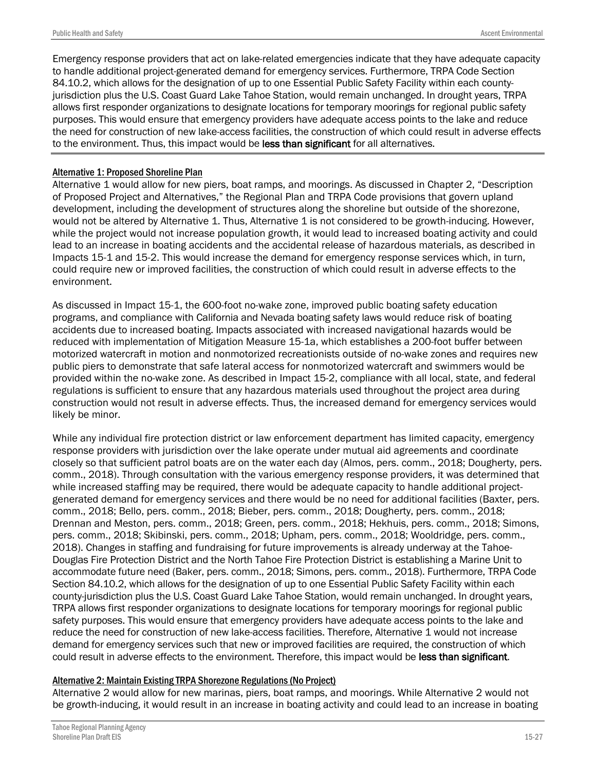Emergency response providers that act on lake-related emergencies indicate that they have adequate capacity to handle additional project-generated demand for emergency services. Furthermore, TRPA Code Section 84.10.2, which allows for the designation of up to one Essential Public Safety Facility within each county-jurisdiction plus the U.S. Coast Guard Lake Tahoe Station, would remain unchanged. In drought years, TRPA allows first responder organizations to designate locations for temporary moorings for regional public safety purposes. This would ensure that emergency providers have adequate access points to the lake and reduce the need for construction of new lake-access facilities, the construction of which could result in adverse effects to the environment. Thus, this impact would be **less than significant** for all alternatives.

#### Alternative 1: Proposed Shoreline Plan

Alternative 1 would allow for new piers, boat ramps, and moorings. As discussed in Chapter 2, "Description of Proposed Project and Alternatives," the Regional Plan and TRPA Code provisions that govern upland development, including the development of structures along the shoreline but outside of the shorezone, would not be altered by Alternative 1. Thus, Alternative 1 is not considered to be growth-inducing. However, while the project would not increase population growth, it would lead to increased boating activity and could lead to an increase in boating accidents and the accidental release of hazardous materials, as described in Impacts 15-1 and 15-2. This would increase the demand for emergency response services which, in turn, could require new or improved facilities, the construction of which could result in adverse effects to the environment.

As discussed in Impact 15-1, the 600-foot no-wake zone, improved public boating safety education programs, and compliance with California and Nevada boating safety laws would reduce risk of boating accidents due to increased boating. Impacts associated with increased navigational hazards would be reduced with implementation of Mitigation Measure 15-1a, which establishes a 200-foot buffer between motorized watercraft in motion and nonmotorized recreationists outside of no-wake zones and requires new public piers to demonstrate that safe lateral access for nonmotorized watercraft and swimmers would be provided within the no-wake zone. As described in Impact 15-2, compliance with all local, state, and federal regulations is sufficient to ensure that any hazardous materials used throughout the project area during construction would not result in adverse effects. Thus, the increased demand for emergency services would likely be minor.

While any individual fire protection district or law enforcement department has limited capacity, emergency response providers with jurisdiction over the lake operate under mutual aid agreements and coordinate closely so that sufficient patrol boats are on the water each day (Almos, pers. comm., 2018; Dougherty, pers. comm., 2018). Through consultation with the various emergency response providers, it was determined that while increased staffing may be required, there would be adequate capacity to handle additional project-generated demand for emergency services and there would be no need for additional facilities (Baxter, pers. comm., 2018; Bello, pers. comm., 2018; Bieber, pers. comm., 2018; Dougherty, pers. comm., 2018; Drennan and Meston, pers. comm., 2018; Green, pers. comm., 2018; Hekhuis, pers. comm., 2018; Simons, pers. comm., 2018; Skibinski, pers. comm., 2018; Upham, pers. comm., 2018; Wooldridge, pers. comm., 2018). Changes in staffing and fundraising for future improvements is already underway at the Tahoe-Douglas Fire Protection District and the North Tahoe Fire Protection District is establishing a Marine Unit to accommodate future need (Baker, pers. comm., 2018; Simons, pers. comm., 2018). Furthermore, TRPA Code Section 84.10.2, which allows for the designation of up to one Essential Public Safety Facility within each county-jurisdiction plus the U.S. Coast Guard Lake Tahoe Station, would remain unchanged. In drought years, TRPA allows first responder organizations to designate locations for temporary moorings for regional public safety purposes. This would ensure that emergency providers have adequate access points to the lake and reduce the need for construction of new lake-access facilities. Therefore, Alternative 1 would not increase demand for emergency services such that new or improved facilities are required, the construction of which could result in adverse effects to the environment. Therefore, this impact would be **less than significant**.

#### Alternative 2: Maintain Existing TRPA Shorezone Regulations (No Project)

Alternative 2 would allow for new marinas, piers, boat ramps, and moorings. While Alternative 2 would not be growth-inducing, it would result in an increase in boating activity and could lead to an increase in boating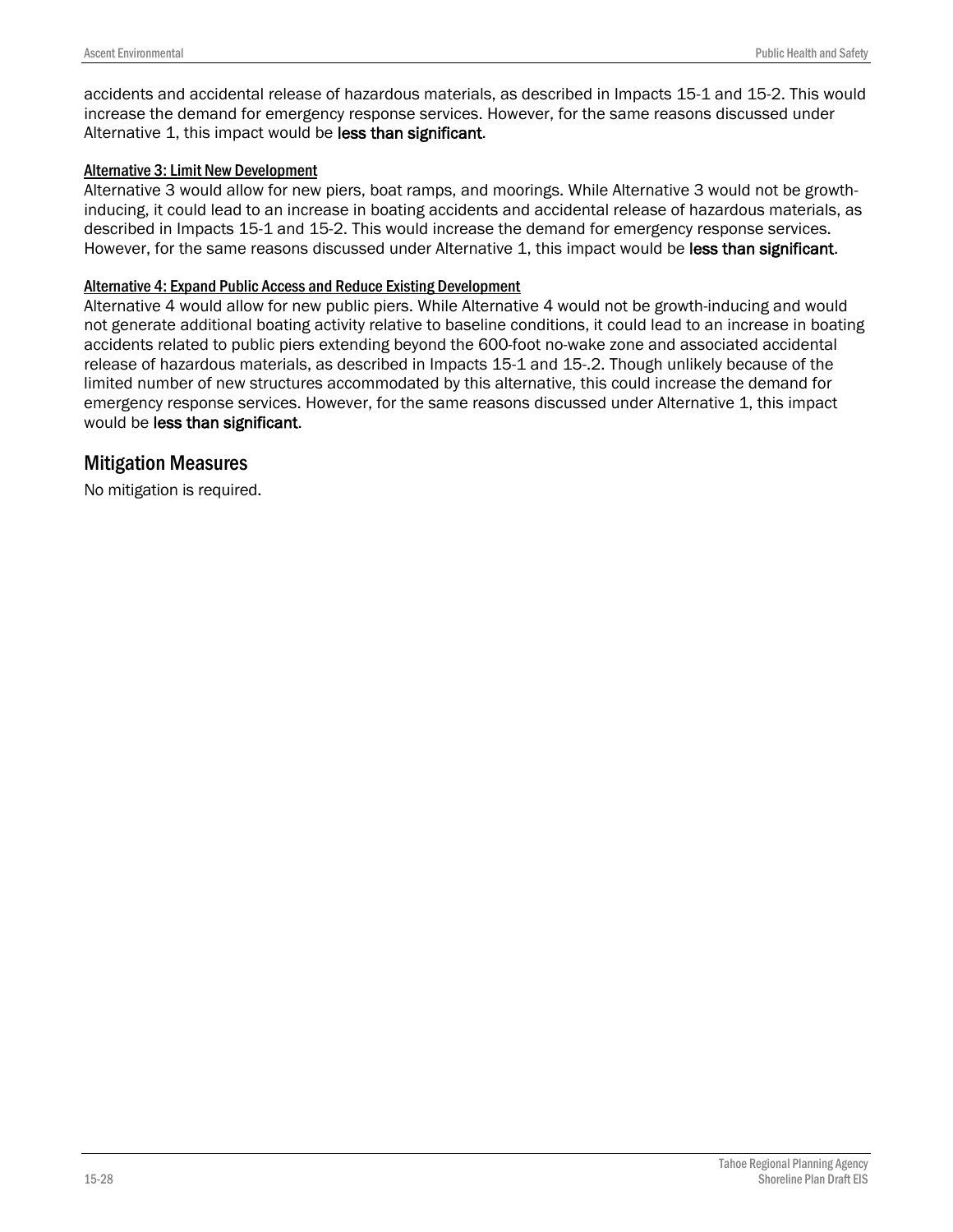accidents and accidental release of hazardous materials, as described in Impacts 15-1 and 15-2. This would increase the demand for emergency response services. However, for the same reasons discussed under Alternative 1, this impact would be **less than significant**.

#### Alternative 3: Limit New Development

Alternative 3 would allow for new piers, boat ramps, and moorings. While Alternative 3 would not be growth-inducing, it could lead to an increase in boating accidents and accidental release of hazardous materials, as described in Impacts 15-1 and 15-2. This would increase the demand for emergency response services. However, for the same reasons discussed under Alternative 1, this impact would be **less than significant**.

#### Alternative 4: Expand Public Access and Reduce Existing Development

Alternative 4 would allow for new public piers. While Alternative 4 would not be growth-inducing and would not generate additional boating activity relative to baseline conditions, it could lead to an increase in boating accidents related to public piers extending beyond the 600-foot no-wake zone and associated accidental release of hazardous materials, as described in Impacts 15-1 and 15-.2. Though unlikely because of the limited number of new structures accommodated by this alternative, this could increase the demand for emergency response services. However, for the same reasons discussed under Alternative 1, this impact would be **less than significant**.

## Mitigation Measures

No mitigation is required.